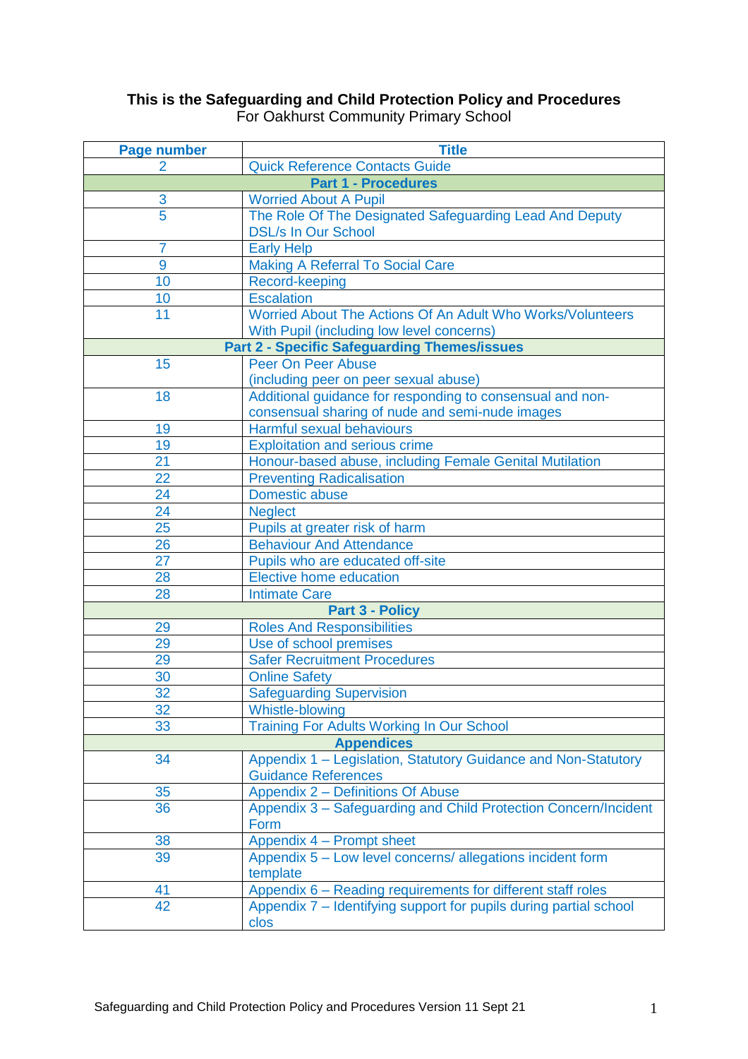**This is the Safeguarding and Child Protection Policy and Procedures**
For Oakhurst Community Primary School

| Page number | Title |
| --- | --- |
| 2 | Quick Reference Contacts Guide |
| **Part 1 - Procedures** | |
| 3 | Worried About A Pupil |
| 5 | The Role Of The Designated Safeguarding Lead And Deputy DSL/s In Our School |
| 7 | Early Help |
| 9 | Making A Referral To Social Care |
| 10 | Record-keeping |
| 10 | Escalation |
| 11 | Worried About The Actions Of An Adult Who Works/Volunteers With Pupil (including low level concerns) |
| **Part 2 - Specific Safeguarding Themes/issues** | |
| 15 | Peer On Peer Abuse (including peer on peer sexual abuse) |
| 18 | Additional guidance for responding to consensual and non-consensual sharing of nude and semi-nude images |
| 19 | Harmful sexual behaviours |
| 19 | Exploitation and serious crime |
| 21 | Honour-based abuse, including Female Genital Mutilation |
| 22 | Preventing Radicalisation |
| 24 | Domestic abuse |
| 24 | Neglect |
| 25 | Pupils at greater risk of harm |
| 26 | Behaviour And Attendance |
| 27 | Pupils who are educated off-site |
| 28 | Elective home education |
| 28 | Intimate Care |
| **Part 3 - Policy** | |
| 29 | Roles And Responsibilities |
| 29 | Use of school premises |
| 29 | Safer Recruitment Procedures |
| 30 | Online Safety |
| 32 | Safeguarding Supervision |
| 32 | Whistle-blowing |
| 33 | Training For Adults Working In Our School |
| **Appendices** | |
| 34 | Appendix 1 – Legislation, Statutory Guidance and Non-Statutory Guidance References |
| 35 | Appendix 2 – Definitions Of Abuse |
| 36 | Appendix 3 – Safeguarding and Child Protection Concern/Incident Form |
| 38 | Appendix 4 – Prompt sheet |
| 39 | Appendix 5 – Low level concerns/ allegations incident form template |
| 41 | Appendix 6 – Reading requirements for different staff roles |
| 42 | Appendix 7 – Identifying support for pupils during partial school clos |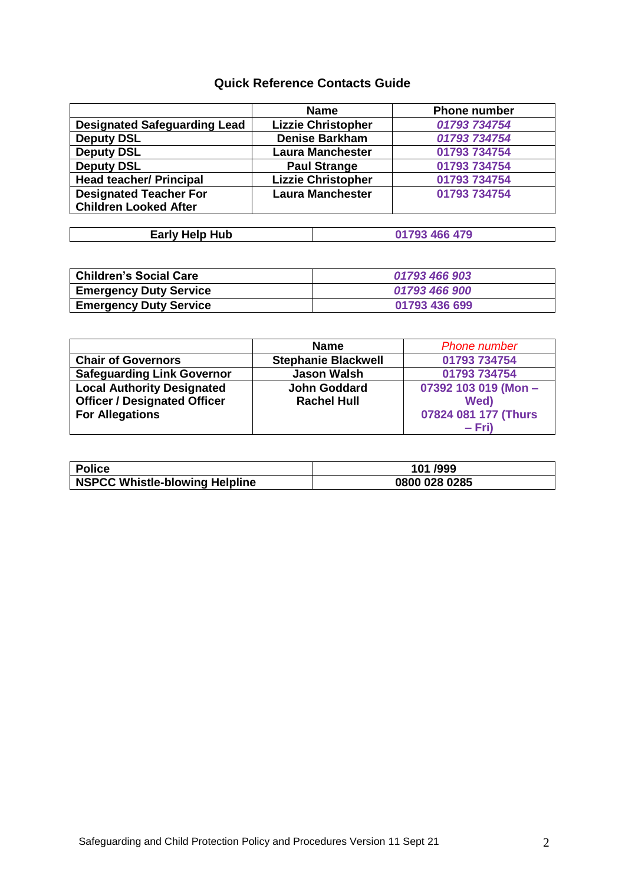## Quick Reference Contacts Guide

| | Name | Phone number |
|---|---|---|
| **Designated Safeguarding Lead** | **Lizzie Christopher** | ***01793 734754*** |
| **Deputy DSL** | **Denise Barkham** | ***01793 734754*** |
| **Deputy DSL** | **Laura Manchester** | **01793 734754** |
| **Deputy DSL** | **Paul Strange** | **01793 734754** |
| **Head teacher/ Principal** | **Lizzie Christopher** | **01793 734754** |
| **Designated Teacher For Children Looked After** | **Laura Manchester** | **01793 734754** |

| | |
|---|---|
| **Early Help Hub** | **01793 466 479** |

| | |
|---|---|
| **Children's Social Care** | ***01793 466 903*** |
| **Emergency Duty Service** | ***01793 466 900*** |
| **Emergency Duty Service** | **01793 436 699** |

| | Name | *Phone number* |
|---|---|---|
| **Chair of Governors** | **Stephanie Blackwell** | **01793 734754** |
| **Safeguarding Link Governor** | **Jason Walsh** | **01793 734754** |
| **Local Authority Designated Officer / Designated Officer For Allegations** | **John Goddard**<br>**Rachel Hull** | **07392 103 019 (Mon – Wed)**<br>**07824 081 177 (Thurs – Fri)** |

| | |
|---|---|
| **Police** | **101 /999** |
| **NSPCC Whistle-blowing Helpline** | **0800 028 0285** |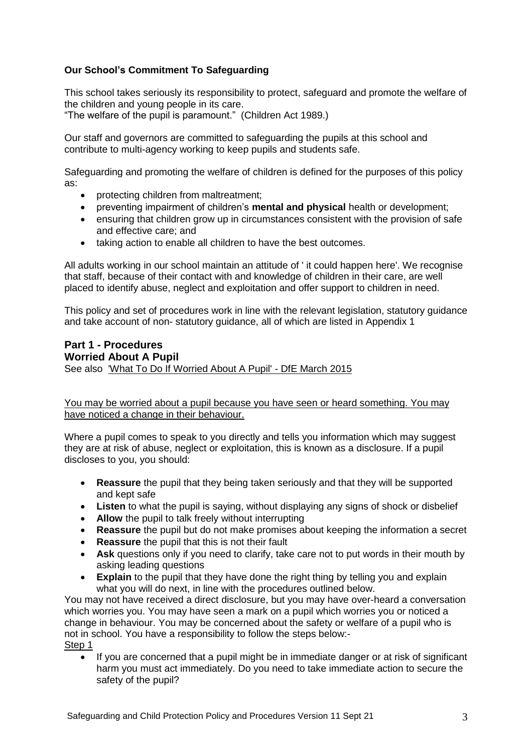**Our School's Commitment To Safeguarding**

This school takes seriously its responsibility to protect, safeguard and promote the welfare of the children and young people in its care.
"The welfare of the pupil is paramount." (Children Act 1989.)

Our staff and governors are committed to safeguarding the pupils at this school and contribute to multi-agency working to keep pupils and students safe.

Safeguarding and promoting the welfare of children is defined for the purposes of this policy as:

- protecting children from maltreatment;
- preventing impairment of children's **mental and physical** health or development;
- ensuring that children grow up in circumstances consistent with the provision of safe and effective care; and
- taking action to enable all children to have the best outcomes.

All adults working in our school maintain an attitude of ' it could happen here'. We recognise that staff, because of their contact with and knowledge of children in their care, are well placed to identify abuse, neglect and exploitation and offer support to children in need.

This policy and set of procedures work in line with the relevant legislation, statutory guidance and take account of non- statutory guidance, all of which are listed in Appendix 1

## Part 1 - Procedures

### Worried About A Pupil

See also 'What To Do If Worried About A Pupil' - DfE March 2015

You may be worried about a pupil because you have seen or heard something. You may have noticed a change in their behaviour.

Where a pupil comes to speak to you directly and tells you information which may suggest they are at risk of abuse, neglect or exploitation, this is known as a disclosure. If a pupil discloses to you, you should:

- **Reassure** the pupil that they being taken seriously and that they will be supported and kept safe
- **Listen** to what the pupil is saying, without displaying any signs of shock or disbelief
- **Allow** the pupil to talk freely without interrupting
- **Reassure** the pupil but do not make promises about keeping the information a secret
- **Reassure** the pupil that this is not their fault
- **Ask** questions only if you need to clarify, take care not to put words in their mouth by asking leading questions
- **Explain** to the pupil that they have done the right thing by telling you and explain what you will do next, in line with the procedures outlined below.

You may not have received a direct disclosure, but you may have over-heard a conversation which worries you. You may have seen a mark on a pupil which worries you or noticed a change in behaviour. You may be concerned about the safety or welfare of a pupil who is not in school. You have a responsibility to follow the steps below:-

Step 1

- If you are concerned that a pupil might be in immediate danger or at risk of significant harm you must act immediately. Do you need to take immediate action to secure the safety of the pupil?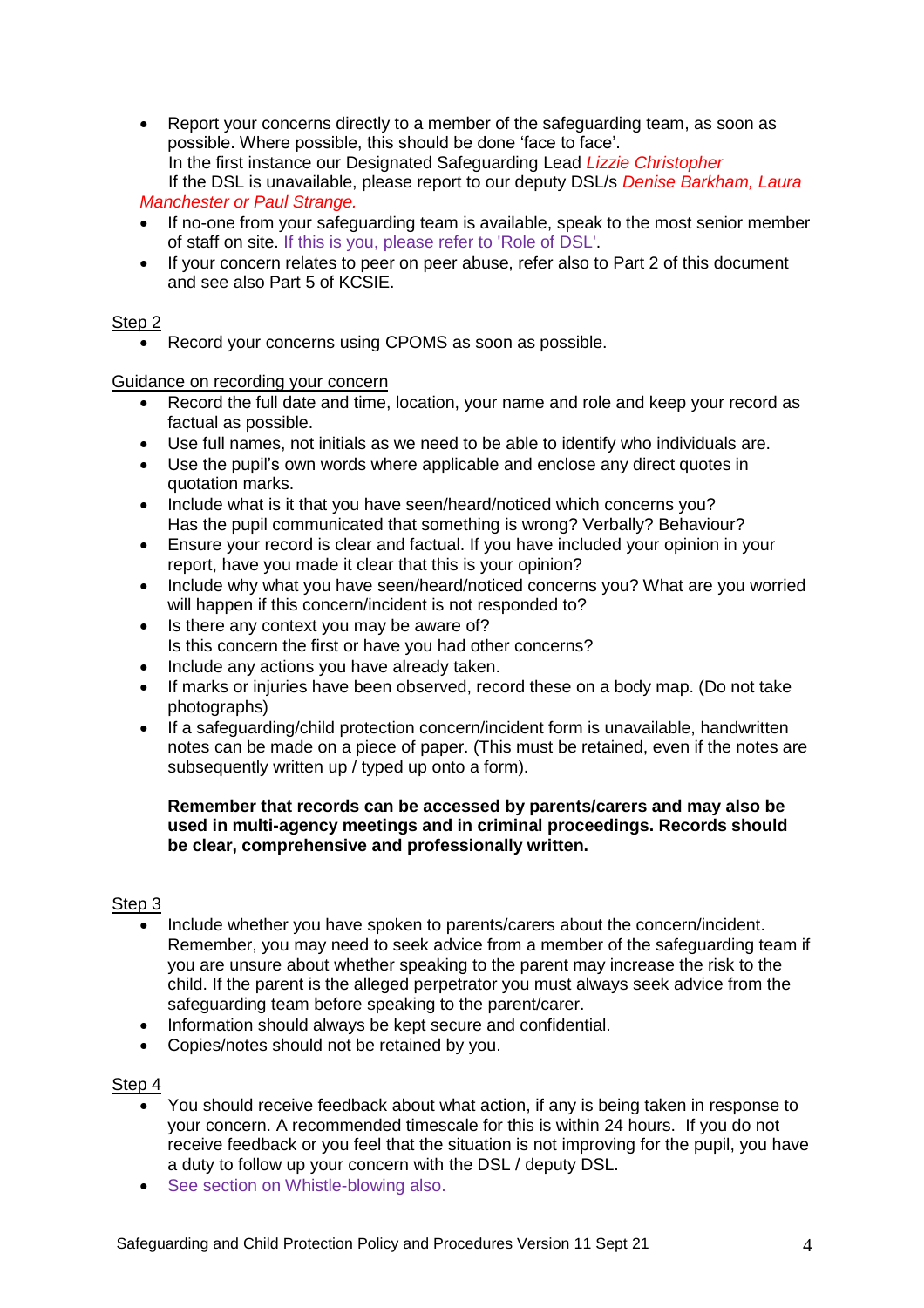- Report your concerns directly to a member of the safeguarding team, as soon as possible. Where possible, this should be done 'face to face'.
  In the first instance our Designated Safeguarding Lead *Lizzie Christopher*
  If the DSL is unavailable, please report to our deputy DSL/s *Denise Barkham, Laura Manchester or Paul Strange.*
- If no-one from your safeguarding team is available, speak to the most senior member of staff on site. If this is you, please refer to 'Role of DSL'.
- If your concern relates to peer on peer abuse, refer also to Part 2 of this document and see also Part 5 of KCSIE.

<u>Step 2</u>

- Record your concerns using CPOMS as soon as possible.

<u>Guidance on recording your concern</u>

- Record the full date and time, location, your name and role and keep your record as factual as possible.
- Use full names, not initials as we need to be able to identify who individuals are.
- Use the pupil's own words where applicable and enclose any direct quotes in quotation marks.
- Include what is it that you have seen/heard/noticed which concerns you?
  Has the pupil communicated that something is wrong? Verbally? Behaviour?
- Ensure your record is clear and factual. If you have included your opinion in your report, have you made it clear that this is your opinion?
- Include why what you have seen/heard/noticed concerns you? What are you worried will happen if this concern/incident is not responded to?
- Is there any context you may be aware of?
  Is this concern the first or have you had other concerns?
- Include any actions you have already taken.
- If marks or injuries have been observed, record these on a body map. (Do not take photographs)
- If a safeguarding/child protection concern/incident form is unavailable, handwritten notes can be made on a piece of paper. (This must be retained, even if the notes are subsequently written up / typed up onto a form).

**Remember that records can be accessed by parents/carers and may also be used in multi-agency meetings and in criminal proceedings. Records should be clear, comprehensive and professionally written.**

<u>Step 3</u>

- Include whether you have spoken to parents/carers about the concern/incident. Remember, you may need to seek advice from a member of the safeguarding team if you are unsure about whether speaking to the parent may increase the risk to the child. If the parent is the alleged perpetrator you must always seek advice from the safeguarding team before speaking to the parent/carer.
- Information should always be kept secure and confidential.
- Copies/notes should not be retained by you.

<u>Step 4</u>

- You should receive feedback about what action, if any is being taken in response to your concern. A recommended timescale for this is within 24 hours. If you do not receive feedback or you feel that the situation is not improving for the pupil, you have a duty to follow up your concern with the DSL / deputy DSL.
- See section on Whistle-blowing also.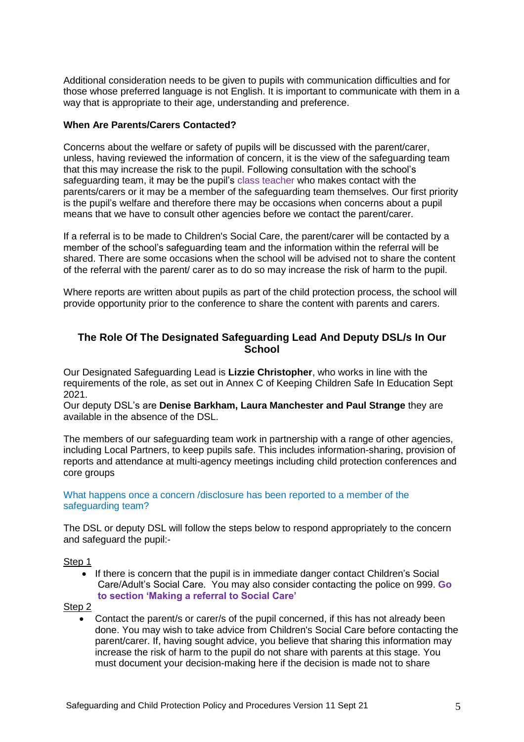Additional consideration needs to be given to pupils with communication difficulties and for those whose preferred language is not English. It is important to communicate with them in a way that is appropriate to their age, understanding and preference.

**When Are Parents/Carers Contacted?**

Concerns about the welfare or safety of pupils will be discussed with the parent/carer, unless, having reviewed the information of concern, it is the view of the safeguarding team that this may increase the risk to the pupil. Following consultation with the school's safeguarding team, it may be the pupil's class teacher who makes contact with the parents/carers or it may be a member of the safeguarding team themselves. Our first priority is the pupil's welfare and therefore there may be occasions when concerns about a pupil means that we have to consult other agencies before we contact the parent/carer.

If a referral is to be made to Children's Social Care, the parent/carer will be contacted by a member of the school's safeguarding team and the information within the referral will be shared. There are some occasions when the school will be advised not to share the content of the referral with the parent/ carer as to do so may increase the risk of harm to the pupil.

Where reports are written about pupils as part of the child protection process, the school will provide opportunity prior to the conference to share the content with parents and carers.

## The Role Of The Designated Safeguarding Lead And Deputy DSL/s In Our School

Our Designated Safeguarding Lead is **Lizzie Christopher**, who works in line with the requirements of the role, as set out in Annex C of Keeping Children Safe In Education Sept 2021.
Our deputy DSL's are **Denise Barkham, Laura Manchester and Paul Strange** they are available in the absence of the DSL.

The members of our safeguarding team work in partnership with a range of other agencies, including Local Partners, to keep pupils safe. This includes information-sharing, provision of reports and attendance at multi-agency meetings including child protection conferences and core groups

What happens once a concern /disclosure has been reported to a member of the safeguarding team?

The DSL or deputy DSL will follow the steps below to respond appropriately to the concern and safeguard the pupil:-

Step 1

- If there is concern that the pupil is in immediate danger contact Children's Social Care/Adult's Social Care. You may also consider contacting the police on 999. **Go to section 'Making a referral to Social Care'**

Step 2

- Contact the parent/s or carer/s of the pupil concerned, if this has not already been done. You may wish to take advice from Children's Social Care before contacting the parent/carer. If, having sought advice, you believe that sharing this information may increase the risk of harm to the pupil do not share with parents at this stage. You must document your decision-making here if the decision is made not to share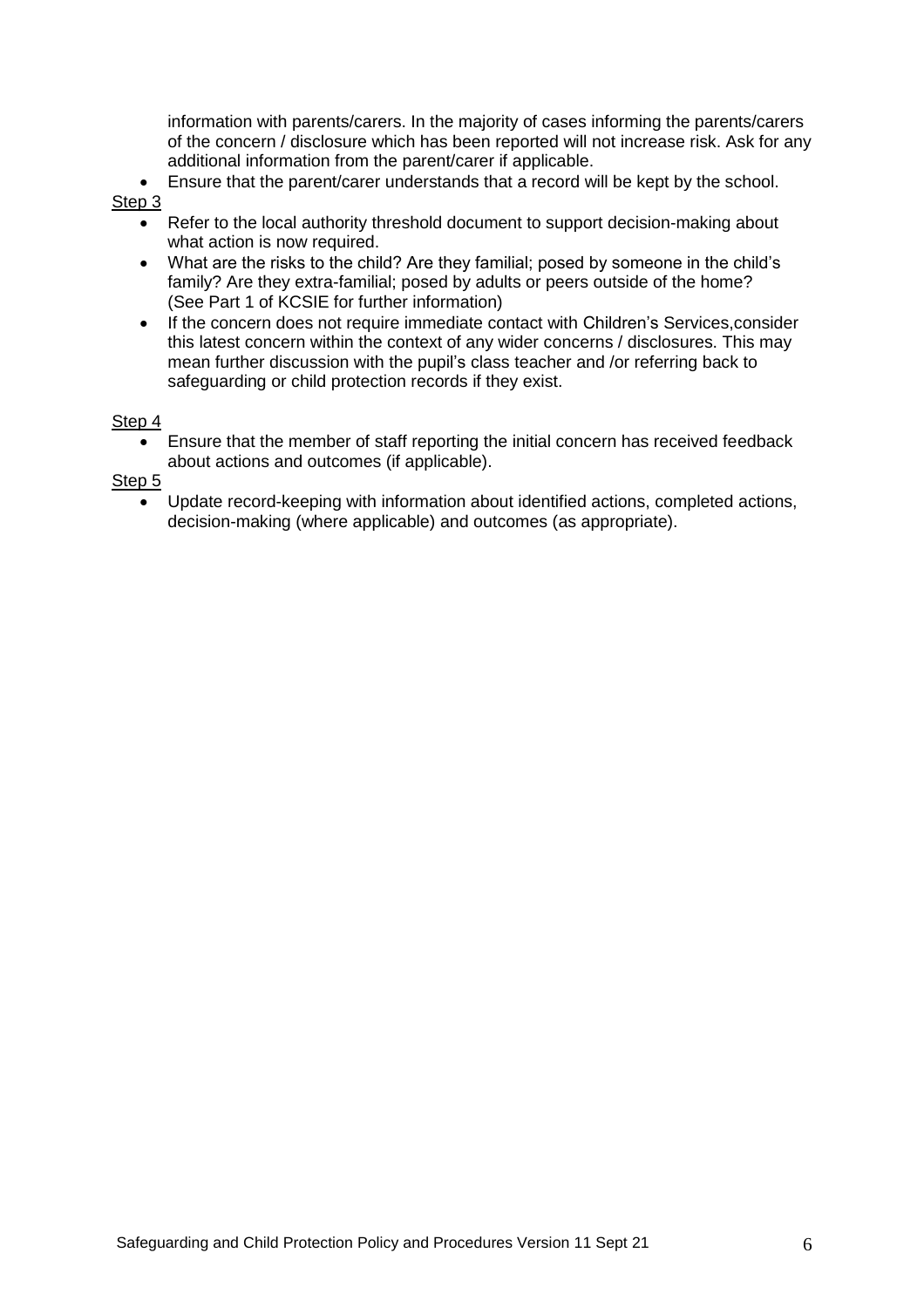information with parents/carers. In the majority of cases informing the parents/carers of the concern / disclosure which has been reported will not increase risk. Ask for any additional information from the parent/carer if applicable.

- Ensure that the parent/carer understands that a record will be kept by the school.

Step 3

- Refer to the local authority threshold document to support decision-making about what action is now required.
- What are the risks to the child? Are they familial; posed by someone in the child's family? Are they extra-familial; posed by adults or peers outside of the home? (See Part 1 of KCSIE for further information)
- If the concern does not require immediate contact with Children's Services,consider this latest concern within the context of any wider concerns / disclosures. This may mean further discussion with the pupil's class teacher and /or referring back to safeguarding or child protection records if they exist.

Step 4

- Ensure that the member of staff reporting the initial concern has received feedback about actions and outcomes (if applicable).

Step 5

- Update record-keeping with information about identified actions, completed actions, decision-making (where applicable) and outcomes (as appropriate).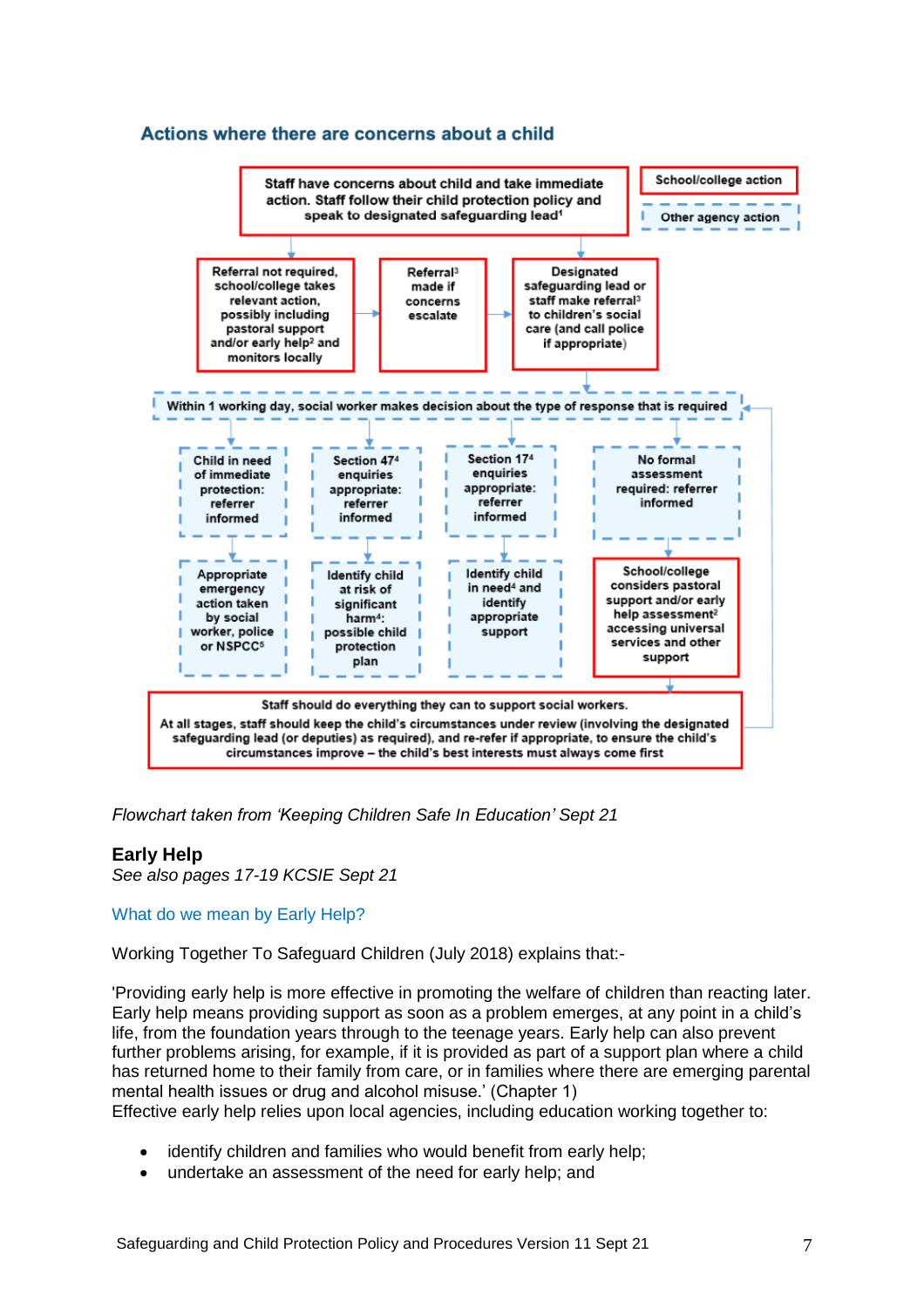### Actions where there are concerns about a child

School/college action

Other agency action

Staff have concerns about child and take immediate action. Staff follow their child protection policy and speak to designated safeguarding lead[1]

Referral not required, school/college takes relevant action, possibly including pastoral support and/or early help[2] and monitors locally

Referral[3] made if concerns escalate

Designated safeguarding lead or staff make referral[3] to children's social care (and call police if appropriate)

Within 1 working day, social worker makes decision about the type of response that is required

Child in need of immediate protection: referrer informed

Appropriate emergency action taken by social worker, police or NSPCC[5]

Section 47[4] enquiries appropriate: referrer informed

Identify child at risk of significant harm[4]: possible child protection plan

Section 17[4] enquiries appropriate: referrer informed

Identify child in need[4] and identify appropriate support

No formal assessment required: referrer informed

School/college considers pastoral support and/or early help assessment[2] accessing universal services and other support

Staff should do everything they can to support social workers.

At all stages, staff should keep the child's circumstances under review (involving the designated safeguarding lead (or deputies) as required), and re-refer if appropriate, to ensure the child's circumstances improve – the child's best interests must always come first

*Flowchart taken from 'Keeping Children Safe In Education' Sept 21*

**Early Help**
*See also pages 17-19 KCSIE Sept 21*

What do we mean by Early Help?

Working Together To Safeguard Children (July 2018) explains that:-

'Providing early help is more effective in promoting the welfare of children than reacting later. Early help means providing support as soon as a problem emerges, at any point in a child's life, from the foundation years through to the teenage years. Early help can also prevent further problems arising, for example, if it is provided as part of a support plan where a child has returned home to their family from care, or in families where there are emerging parental mental health issues or drug and alcohol misuse.' (Chapter 1)
Effective early help relies upon local agencies, including education working together to:

- identify children and families who would benefit from early help;
- undertake an assessment of the need for early help; and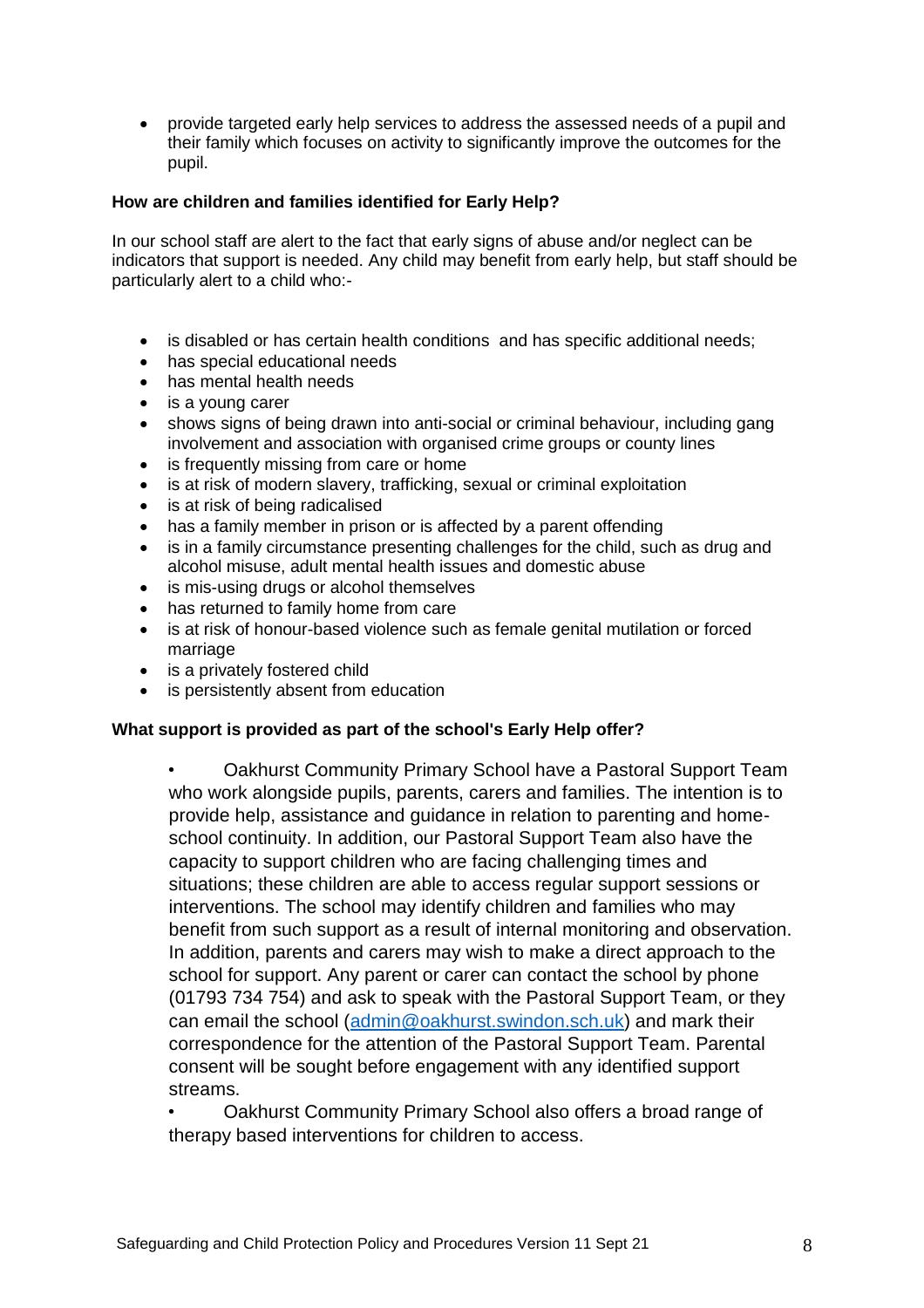- provide targeted early help services to address the assessed needs of a pupil and their family which focuses on activity to significantly improve the outcomes for the pupil.

**How are children and families identified for Early Help?**

In our school staff are alert to the fact that early signs of abuse and/or neglect can be indicators that support is needed. Any child may benefit from early help, but staff should be particularly alert to a child who:-

- is disabled or has certain health conditions and has specific additional needs;
- has special educational needs
- has mental health needs
- is a young carer
- shows signs of being drawn into anti-social or criminal behaviour, including gang involvement and association with organised crime groups or county lines
- is frequently missing from care or home
- is at risk of modern slavery, trafficking, sexual or criminal exploitation
- is at risk of being radicalised
- has a family member in prison or is affected by a parent offending
- is in a family circumstance presenting challenges for the child, such as drug and alcohol misuse, adult mental health issues and domestic abuse
- is mis-using drugs or alcohol themselves
- has returned to family home from care
- is at risk of honour-based violence such as female genital mutilation or forced marriage
- is a privately fostered child
- is persistently absent from education

**What support is provided as part of the school's Early Help offer?**

- Oakhurst Community Primary School have a Pastoral Support Team who work alongside pupils, parents, carers and families. The intention is to provide help, assistance and guidance in relation to parenting and home-school continuity. In addition, our Pastoral Support Team also have the capacity to support children who are facing challenging times and situations; these children are able to access regular support sessions or interventions. The school may identify children and families who may benefit from such support as a result of internal monitoring and observation. In addition, parents and carers may wish to make a direct approach to the school for support. Any parent or carer can contact the school by phone (01793 734 754) and ask to speak with the Pastoral Support Team, or they can email the school (admin@oakhurst.swindon.sch.uk) and mark their correspondence for the attention of the Pastoral Support Team. Parental consent will be sought before engagement with any identified support streams.
- Oakhurst Community Primary School also offers a broad range of therapy based interventions for children to access.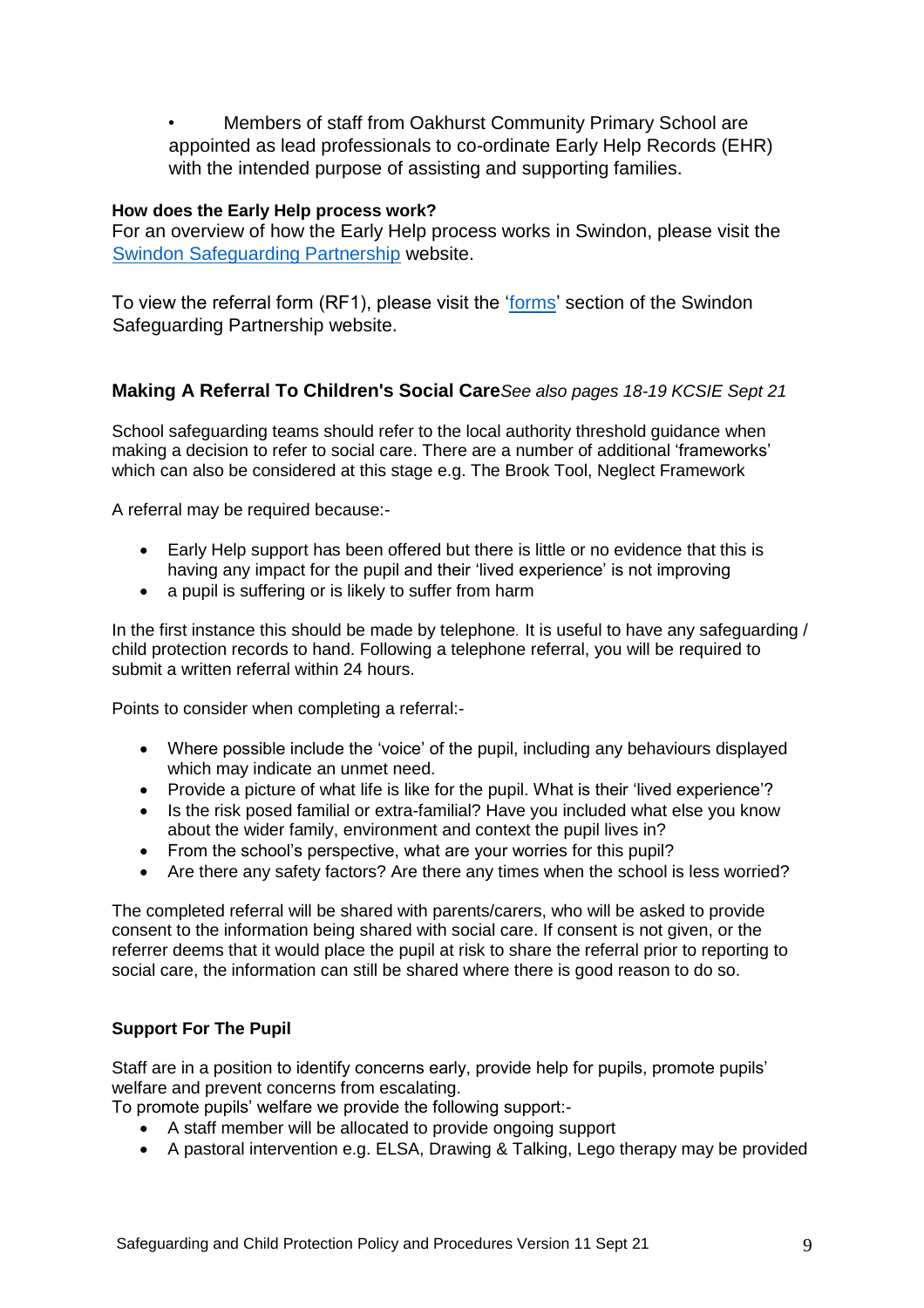- Members of staff from Oakhurst Community Primary School are appointed as lead professionals to co-ordinate Early Help Records (EHR) with the intended purpose of assisting and supporting families.

**How does the Early Help process work?**

For an overview of how the Early Help process works in Swindon, please visit the [Swindon Safeguarding Partnership]() website.

To view the referral form (RF1), please visit the '[forms]()' section of the Swindon Safeguarding Partnership website.

### Making A Referral To Children's Social Care *See also pages 18-19 KCSIE Sept 21*

School safeguarding teams should refer to the local authority threshold guidance when making a decision to refer to social care. There are a number of additional 'frameworks' which can also be considered at this stage e.g. The Brook Tool, Neglect Framework

A referral may be required because:-

- Early Help support has been offered but there is little or no evidence that this is having any impact for the pupil and their 'lived experience' is not improving
- a pupil is suffering or is likely to suffer from harm

In the first instance this should be made by telephone. It is useful to have any safeguarding / child protection records to hand. Following a telephone referral, you will be required to submit a written referral within 24 hours.

Points to consider when completing a referral:-

- Where possible include the 'voice' of the pupil, including any behaviours displayed which may indicate an unmet need.
- Provide a picture of what life is like for the pupil. What is their 'lived experience'?
- Is the risk posed familial or extra-familial? Have you included what else you know about the wider family, environment and context the pupil lives in?
- From the school's perspective, what are your worries for this pupil?
- Are there any safety factors? Are there any times when the school is less worried?

The completed referral will be shared with parents/carers, who will be asked to provide consent to the information being shared with social care. If consent is not given, or the referrer deems that it would place the pupil at risk to share the referral prior to reporting to social care, the information can still be shared where there is good reason to do so.

**Support For The Pupil**

Staff are in a position to identify concerns early, provide help for pupils, promote pupils' welfare and prevent concerns from escalating.

To promote pupils' welfare we provide the following support:-

- A staff member will be allocated to provide ongoing support
- A pastoral intervention e.g. ELSA, Drawing & Talking, Lego therapy may be provided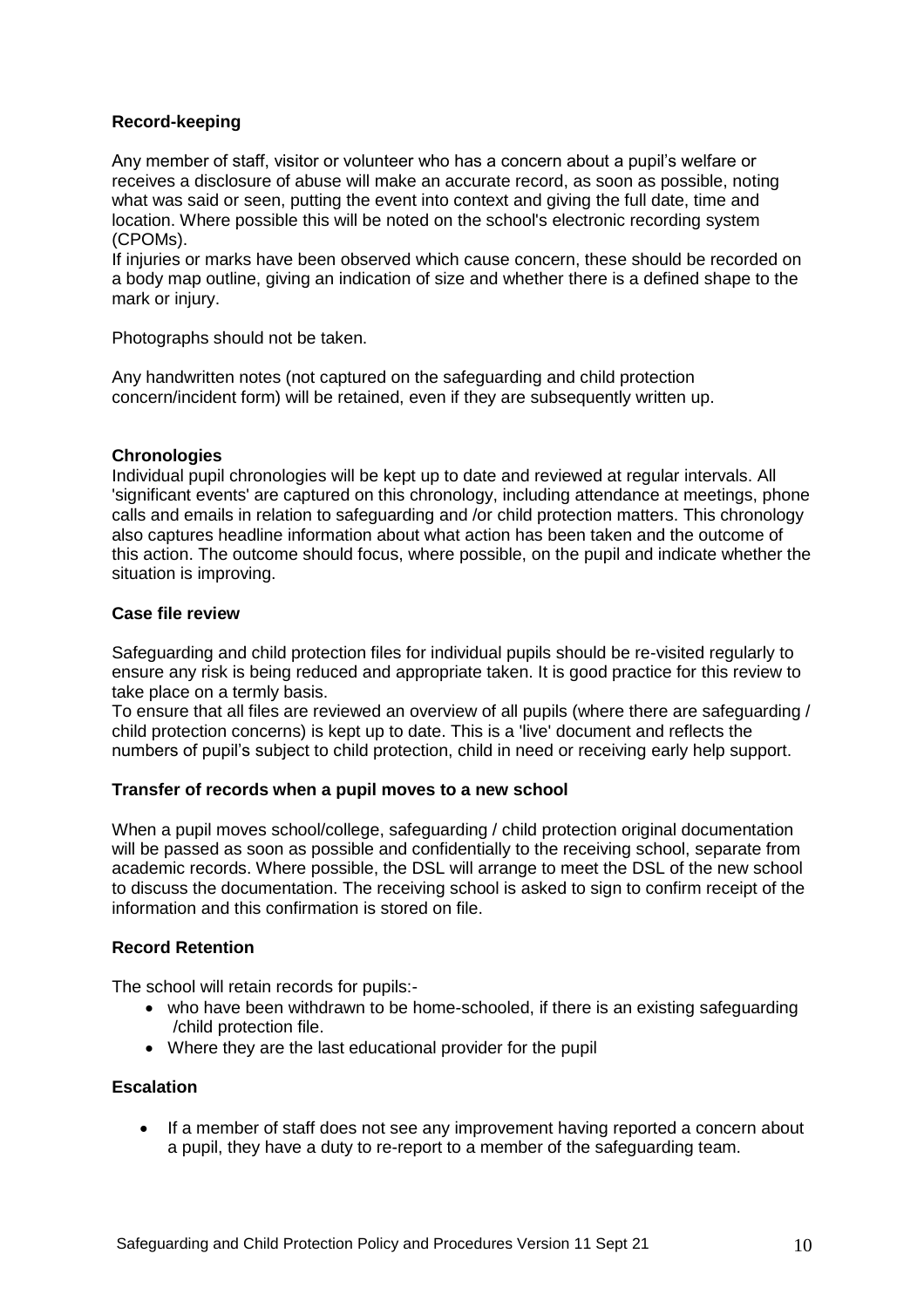**Record-keeping**

Any member of staff, visitor or volunteer who has a concern about a pupil's welfare or receives a disclosure of abuse will make an accurate record, as soon as possible, noting what was said or seen, putting the event into context and giving the full date, time and location. Where possible this will be noted on the school's electronic recording system (CPOMs).
If injuries or marks have been observed which cause concern, these should be recorded on a body map outline, giving an indication of size and whether there is a defined shape to the mark or injury.

Photographs should not be taken.

Any handwritten notes (not captured on the safeguarding and child protection concern/incident form) will be retained, even if they are subsequently written up.

**Chronologies**

Individual pupil chronologies will be kept up to date and reviewed at regular intervals. All 'significant events' are captured on this chronology, including attendance at meetings, phone calls and emails in relation to safeguarding and /or child protection matters. This chronology also captures headline information about what action has been taken and the outcome of this action. The outcome should focus, where possible, on the pupil and indicate whether the situation is improving.

**Case file review**

Safeguarding and child protection files for individual pupils should be re-visited regularly to ensure any risk is being reduced and appropriate taken. It is good practice for this review to take place on a termly basis.
To ensure that all files are reviewed an overview of all pupils (where there are safeguarding / child protection concerns) is kept up to date. This is a 'live' document and reflects the numbers of pupil's subject to child protection, child in need or receiving early help support.

**Transfer of records when a pupil moves to a new school**

When a pupil moves school/college, safeguarding / child protection original documentation will be passed as soon as possible and confidentially to the receiving school, separate from academic records. Where possible, the DSL will arrange to meet the DSL of the new school to discuss the documentation. The receiving school is asked to sign to confirm receipt of the information and this confirmation is stored on file.

**Record Retention**

The school will retain records for pupils:-

- who have been withdrawn to be home-schooled, if there is an existing safeguarding /child protection file.
- Where they are the last educational provider for the pupil

**Escalation**

- If a member of staff does not see any improvement having reported a concern about a pupil, they have a duty to re-report to a member of the safeguarding team.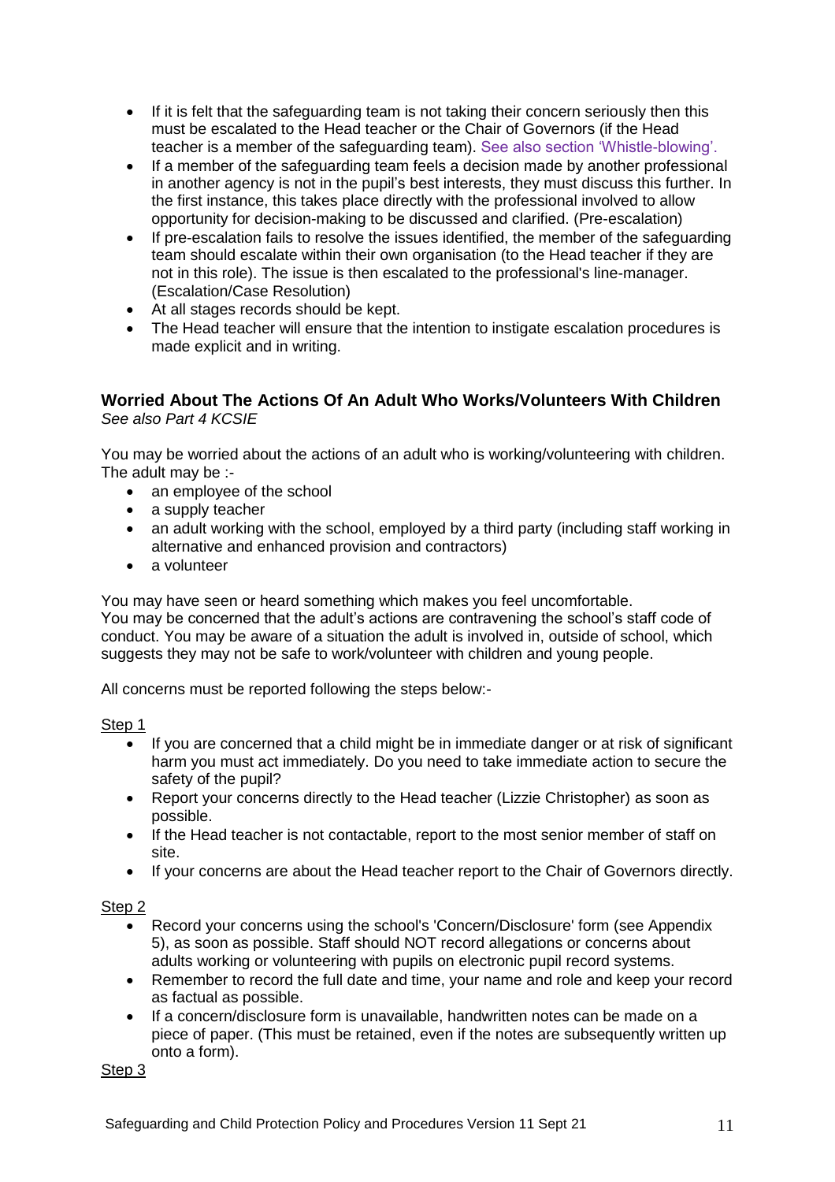- If it is felt that the safeguarding team is not taking their concern seriously then this must be escalated to the Head teacher or the Chair of Governors (if the Head teacher is a member of the safeguarding team). See also section 'Whistle-blowing'.
- If a member of the safeguarding team feels a decision made by another professional in another agency is not in the pupil's best interests, they must discuss this further. In the first instance, this takes place directly with the professional involved to allow opportunity for decision-making to be discussed and clarified. (Pre-escalation)
- If pre-escalation fails to resolve the issues identified, the member of the safeguarding team should escalate within their own organisation (to the Head teacher if they are not in this role). The issue is then escalated to the professional's line-manager. (Escalation/Case Resolution)
- At all stages records should be kept.
- The Head teacher will ensure that the intention to instigate escalation procedures is made explicit and in writing.

### Worried About The Actions Of An Adult Who Works/Volunteers With Children

*See also Part 4 KCSIE*

You may be worried about the actions of an adult who is working/volunteering with children. The adult may be :-

- an employee of the school
- a supply teacher
- an adult working with the school, employed by a third party (including staff working in alternative and enhanced provision and contractors)
- a volunteer

You may have seen or heard something which makes you feel uncomfortable.
You may be concerned that the adult's actions are contravening the school's staff code of conduct. You may be aware of a situation the adult is involved in, outside of school, which suggests they may not be safe to work/volunteer with children and young people.

All concerns must be reported following the steps below:-

<u>Step 1</u>

- If you are concerned that a child might be in immediate danger or at risk of significant harm you must act immediately. Do you need to take immediate action to secure the safety of the pupil?
- Report your concerns directly to the Head teacher (Lizzie Christopher) as soon as possible.
- If the Head teacher is not contactable, report to the most senior member of staff on site.
- If your concerns are about the Head teacher report to the Chair of Governors directly.

<u>Step 2</u>

- Record your concerns using the school's 'Concern/Disclosure' form (see Appendix 5), as soon as possible. Staff should NOT record allegations or concerns about adults working or volunteering with pupils on electronic pupil record systems.
- Remember to record the full date and time, your name and role and keep your record as factual as possible.
- If a concern/disclosure form is unavailable, handwritten notes can be made on a piece of paper. (This must be retained, even if the notes are subsequently written up onto a form).

<u>Step 3</u>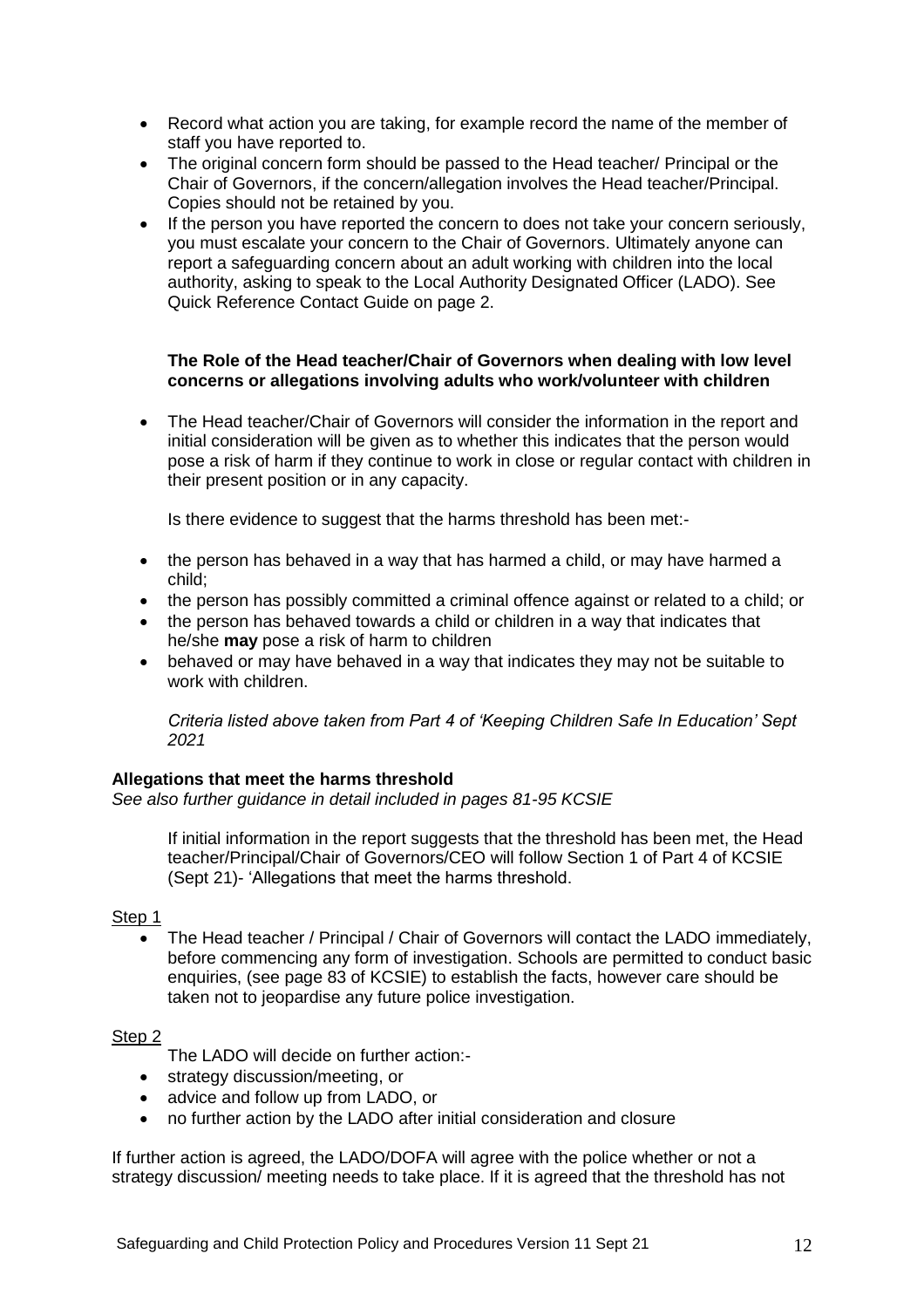- Record what action you are taking, for example record the name of the member of staff you have reported to.
- The original concern form should be passed to the Head teacher/ Principal or the Chair of Governors, if the concern/allegation involves the Head teacher/Principal. Copies should not be retained by you.
- If the person you have reported the concern to does not take your concern seriously, you must escalate your concern to the Chair of Governors. Ultimately anyone can report a safeguarding concern about an adult working with children into the local authority, asking to speak to the Local Authority Designated Officer (LADO). See Quick Reference Contact Guide on page 2.

**The Role of the Head teacher/Chair of Governors when dealing with low level concerns or allegations involving adults who work/volunteer with children**

- The Head teacher/Chair of Governors will consider the information in the report and initial consideration will be given as to whether this indicates that the person would pose a risk of harm if they continue to work in close or regular contact with children in their present position or in any capacity.

  Is there evidence to suggest that the harms threshold has been met:-

- the person has behaved in a way that has harmed a child, or may have harmed a child;
- the person has possibly committed a criminal offence against or related to a child; or
- the person has behaved towards a child or children in a way that indicates that he/she **may** pose a risk of harm to children
- behaved or may have behaved in a way that indicates they may not be suitable to work with children.

*Criteria listed above taken from Part 4 of 'Keeping Children Safe In Education' Sept 2021*

**Allegations that meet the harms threshold**

*See also further guidance in detail included in pages 81-95 KCSIE*

If initial information in the report suggests that the threshold has been met, the Head teacher/Principal/Chair of Governors/CEO will follow Section 1 of Part 4 of KCSIE (Sept 21)- 'Allegations that meet the harms threshold.

Step 1

- The Head teacher / Principal / Chair of Governors will contact the LADO immediately, before commencing any form of investigation. Schools are permitted to conduct basic enquiries, (see page 83 of KCSIE) to establish the facts, however care should be taken not to jeopardise any future police investigation.

Step 2

The LADO will decide on further action:-

- strategy discussion/meeting, or
- advice and follow up from LADO, or
- no further action by the LADO after initial consideration and closure

If further action is agreed, the LADO/DOFA will agree with the police whether or not a strategy discussion/ meeting needs to take place. If it is agreed that the threshold has not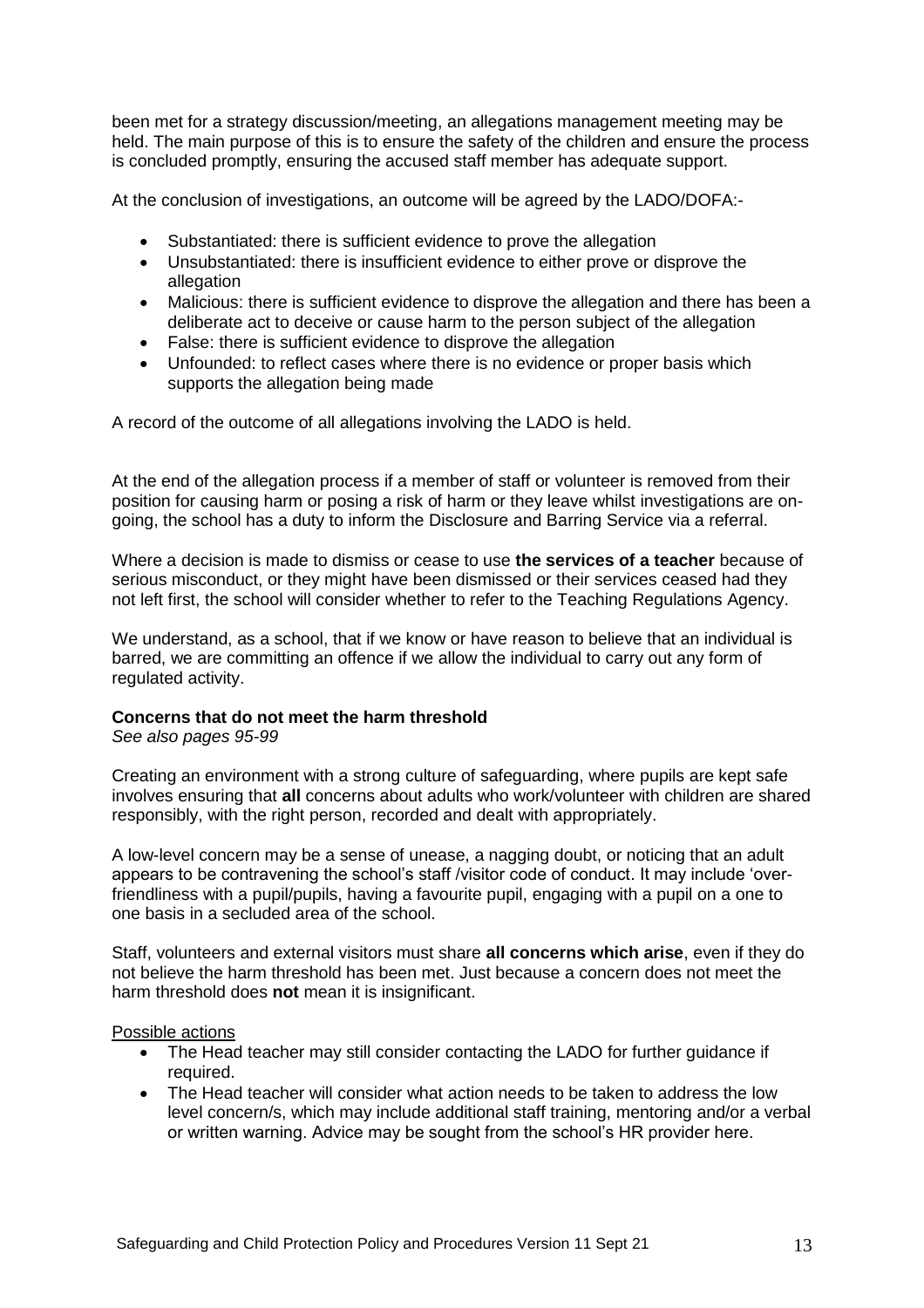been met for a strategy discussion/meeting, an allegations management meeting may be held. The main purpose of this is to ensure the safety of the children and ensure the process is concluded promptly, ensuring the accused staff member has adequate support.

At the conclusion of investigations, an outcome will be agreed by the LADO/DOFA:-

- Substantiated: there is sufficient evidence to prove the allegation
- Unsubstantiated: there is insufficient evidence to either prove or disprove the allegation
- Malicious: there is sufficient evidence to disprove the allegation and there has been a deliberate act to deceive or cause harm to the person subject of the allegation
- False: there is sufficient evidence to disprove the allegation
- Unfounded: to reflect cases where there is no evidence or proper basis which supports the allegation being made

A record of the outcome of all allegations involving the LADO is held.

At the end of the allegation process if a member of staff or volunteer is removed from their position for causing harm or posing a risk of harm or they leave whilst investigations are on-going, the school has a duty to inform the Disclosure and Barring Service via a referral.

Where a decision is made to dismiss or cease to use **the services of a teacher** because of serious misconduct, or they might have been dismissed or their services ceased had they not left first, the school will consider whether to refer to the Teaching Regulations Agency.

We understand, as a school, that if we know or have reason to believe that an individual is barred, we are committing an offence if we allow the individual to carry out any form of regulated activity.

**Concerns that do not meet the harm threshold**

*See also pages 95-99*

Creating an environment with a strong culture of safeguarding, where pupils are kept safe involves ensuring that **all** concerns about adults who work/volunteer with children are shared responsibly, with the right person, recorded and dealt with appropriately.

A low-level concern may be a sense of unease, a nagging doubt, or noticing that an adult appears to be contravening the school's staff /visitor code of conduct. It may include 'over-friendliness with a pupil/pupils, having a favourite pupil, engaging with a pupil on a one to one basis in a secluded area of the school.

Staff, volunteers and external visitors must share **all concerns which arise**, even if they do not believe the harm threshold has been met. Just because a concern does not meet the harm threshold does **not** mean it is insignificant.

Possible actions

- The Head teacher may still consider contacting the LADO for further guidance if required.
- The Head teacher will consider what action needs to be taken to address the low level concern/s, which may include additional staff training, mentoring and/or a verbal or written warning. Advice may be sought from the school's HR provider here.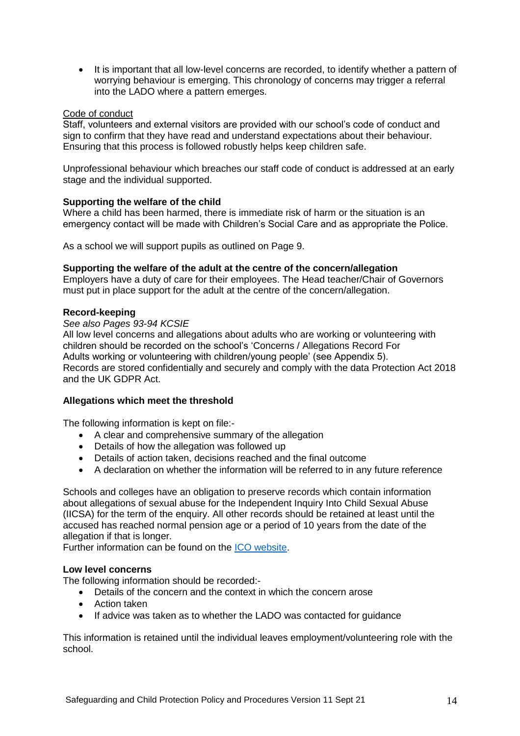- It is important that all low-level concerns are recorded, to identify whether a pattern of worrying behaviour is emerging. This chronology of concerns may trigger a referral into the LADO where a pattern emerges.

Code of conduct

Staff, volunteers and external visitors are provided with our school's code of conduct and sign to confirm that they have read and understand expectations about their behaviour. Ensuring that this process is followed robustly helps keep children safe.

Unprofessional behaviour which breaches our staff code of conduct is addressed at an early stage and the individual supported.

**Supporting the welfare of the child**

Where a child has been harmed, there is immediate risk of harm or the situation is an emergency contact will be made with Children's Social Care and as appropriate the Police.

As a school we will support pupils as outlined on Page 9.

**Supporting the welfare of the adult at the centre of the concern/allegation**

Employers have a duty of care for their employees. The Head teacher/Chair of Governors must put in place support for the adult at the centre of the concern/allegation.

**Record-keeping**

*See also Pages 93-94 KCSIE*

All low level concerns and allegations about adults who are working or volunteering with children should be recorded on the school's 'Concerns / Allegations Record For Adults working or volunteering with children/young people' (see Appendix 5).
Records are stored confidentially and securely and comply with the data Protection Act 2018 and the UK GDPR Act.

**Allegations which meet the threshold**

The following information is kept on file:-

- A clear and comprehensive summary of the allegation
- Details of how the allegation was followed up
- Details of action taken, decisions reached and the final outcome
- A declaration on whether the information will be referred to in any future reference

Schools and colleges have an obligation to preserve records which contain information about allegations of sexual abuse for the Independent Inquiry Into Child Sexual Abuse (IICSA) for the term of the enquiry. All other records should be retained at least until the accused has reached normal pension age or a period of 10 years from the date of the allegation if that is longer.
Further information can be found on the ICO website.

**Low level concerns**

The following information should be recorded:-

- Details of the concern and the context in which the concern arose
- Action taken
- If advice was taken as to whether the LADO was contacted for guidance

This information is retained until the individual leaves employment/volunteering role with the school.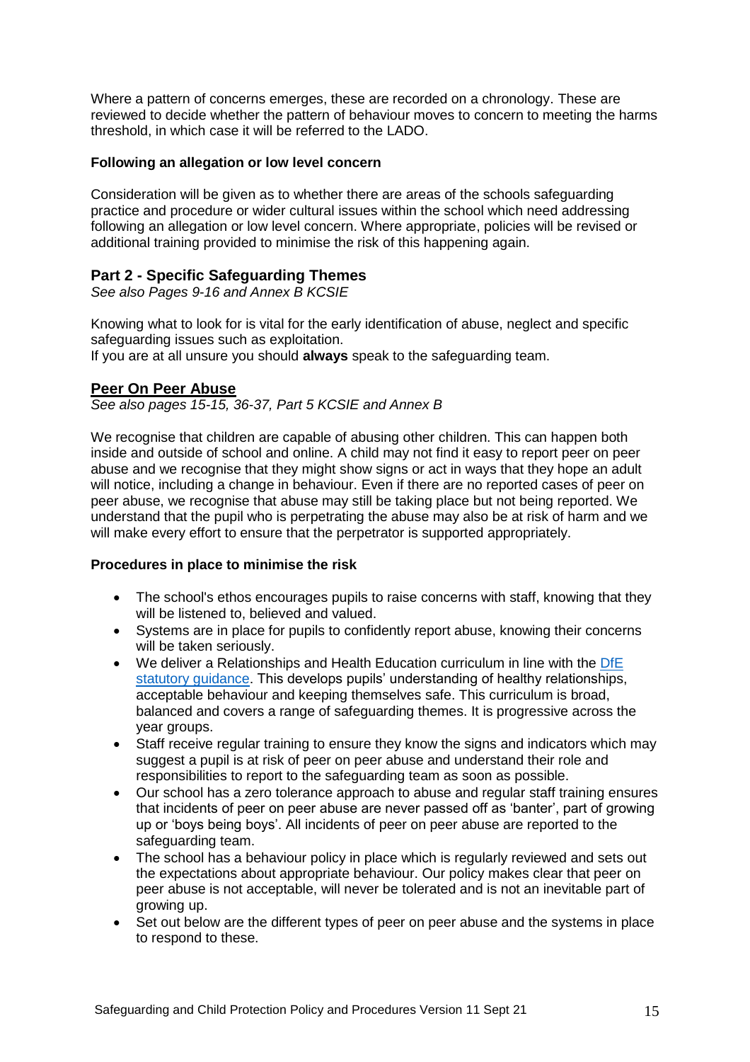Where a pattern of concerns emerges, these are recorded on a chronology. These are reviewed to decide whether the pattern of behaviour moves to concern to meeting the harms threshold, in which case it will be referred to the LADO.

**Following an allegation or low level concern**

Consideration will be given as to whether there are areas of the schools safeguarding practice and procedure or wider cultural issues within the school which need addressing following an allegation or low level concern. Where appropriate, policies will be revised or additional training provided to minimise the risk of this happening again.

## Part 2 - Specific Safeguarding Themes

*See also Pages 9-16 and Annex B KCSIE*

Knowing what to look for is vital for the early identification of abuse, neglect and specific safeguarding issues such as exploitation.
If you are at all unsure you should **always** speak to the safeguarding team.

## Peer On Peer Abuse

*See also pages 15-15, 36-37, Part 5 KCSIE and Annex B*

We recognise that children are capable of abusing other children. This can happen both inside and outside of school and online. A child may not find it easy to report peer on peer abuse and we recognise that they might show signs or act in ways that they hope an adult will notice, including a change in behaviour. Even if there are no reported cases of peer on peer abuse, we recognise that abuse may still be taking place but not being reported. We understand that the pupil who is perpetrating the abuse may also be at risk of harm and we will make every effort to ensure that the perpetrator is supported appropriately.

**Procedures in place to minimise the risk**

- The school's ethos encourages pupils to raise concerns with staff, knowing that they will be listened to, believed and valued.
- Systems are in place for pupils to confidently report abuse, knowing their concerns will be taken seriously.
- We deliver a Relationships and Health Education curriculum in line with the DfE statutory guidance. This develops pupils' understanding of healthy relationships, acceptable behaviour and keeping themselves safe. This curriculum is broad, balanced and covers a range of safeguarding themes. It is progressive across the year groups.
- Staff receive regular training to ensure they know the signs and indicators which may suggest a pupil is at risk of peer on peer abuse and understand their role and responsibilities to report to the safeguarding team as soon as possible.
- Our school has a zero tolerance approach to abuse and regular staff training ensures that incidents of peer on peer abuse are never passed off as 'banter', part of growing up or 'boys being boys'. All incidents of peer on peer abuse are reported to the safeguarding team.
- The school has a behaviour policy in place which is regularly reviewed and sets out the expectations about appropriate behaviour. Our policy makes clear that peer on peer abuse is not acceptable, will never be tolerated and is not an inevitable part of growing up.
- Set out below are the different types of peer on peer abuse and the systems in place to respond to these.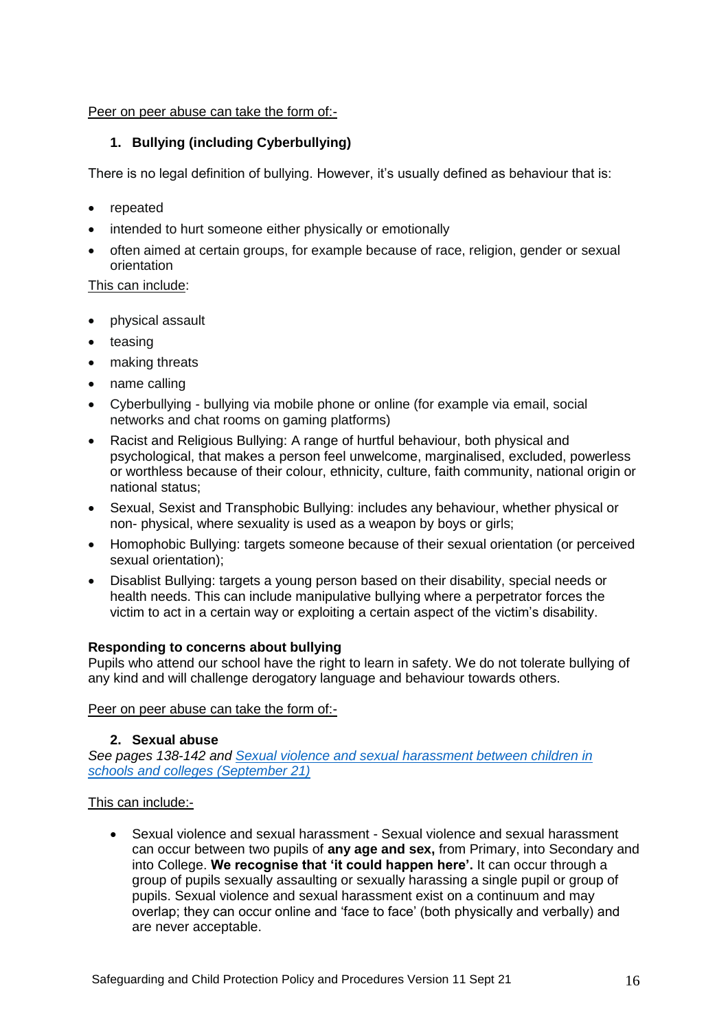Peer on peer abuse can take the form of:-

1. **Bullying (including Cyberbullying)**

There is no legal definition of bullying. However, it's usually defined as behaviour that is:

- repeated
- intended to hurt someone either physically or emotionally
- often aimed at certain groups, for example because of race, religion, gender or sexual orientation

This can include:

- physical assault
- teasing
- making threats
- name calling
- Cyberbullying - bullying via mobile phone or online (for example via email, social networks and chat rooms on gaming platforms)
- Racist and Religious Bullying: A range of hurtful behaviour, both physical and psychological, that makes a person feel unwelcome, marginalised, excluded, powerless or worthless because of their colour, ethnicity, culture, faith community, national origin or national status;
- Sexual, Sexist and Transphobic Bullying: includes any behaviour, whether physical or non- physical, where sexuality is used as a weapon by boys or girls;
- Homophobic Bullying: targets someone because of their sexual orientation (or perceived sexual orientation);
- Disablist Bullying: targets a young person based on their disability, special needs or health needs. This can include manipulative bullying where a perpetrator forces the victim to act in a certain way or exploiting a certain aspect of the victim's disability.

**Responding to concerns about bullying**
Pupils who attend our school have the right to learn in safety. We do not tolerate bullying of any kind and will challenge derogatory language and behaviour towards others.

Peer on peer abuse can take the form of:-

2. **Sexual abuse**

*See pages 138-142 and [Sexual violence and sexual harassment between children in schools and colleges (September 21)]*

This can include:-

- Sexual violence and sexual harassment - Sexual violence and sexual harassment can occur between two pupils of **any age and sex,** from Primary, into Secondary and into College. **We recognise that 'it could happen here'.** It can occur through a group of pupils sexually assaulting or sexually harassing a single pupil or group of pupils. Sexual violence and sexual harassment exist on a continuum and may overlap; they can occur online and 'face to face' (both physically and verbally) and are never acceptable.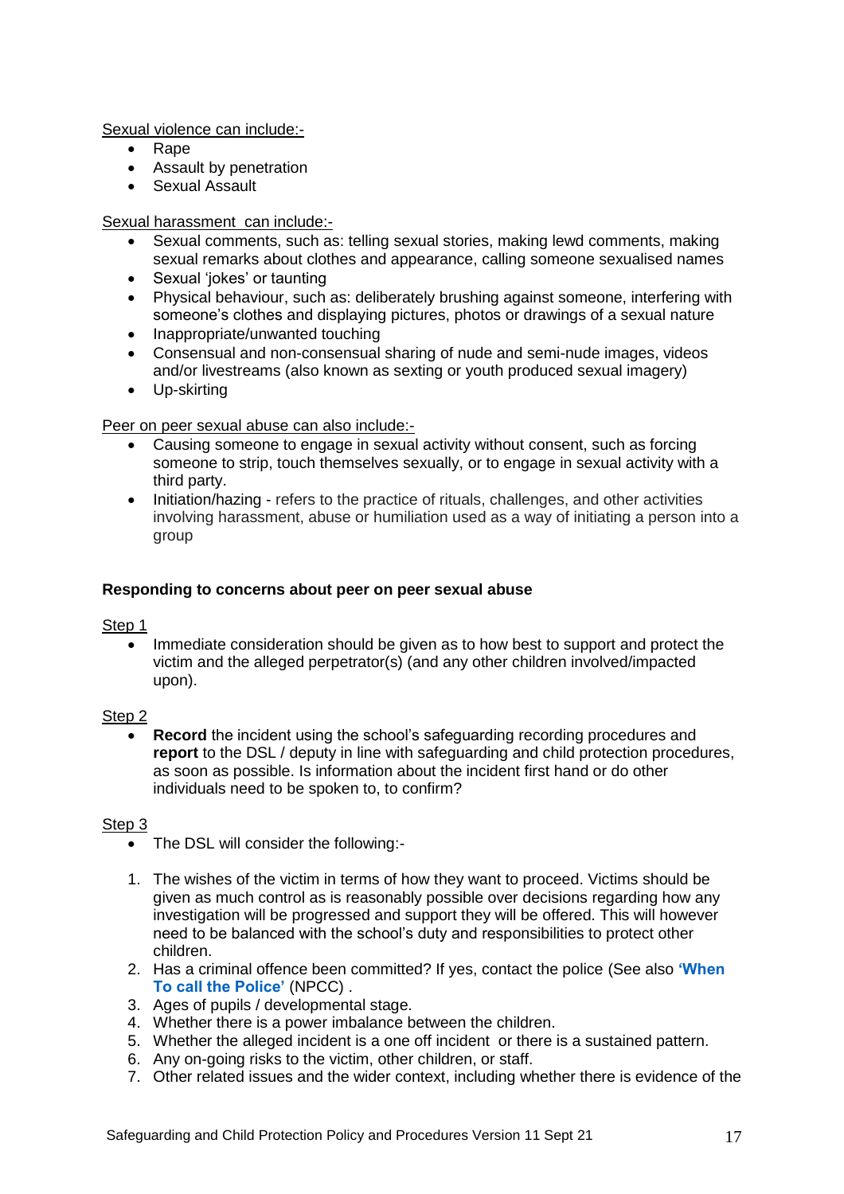Sexual violence can include:-

- Rape
- Assault by penetration
- Sexual Assault

Sexual harassment can include:-

- Sexual comments, such as: telling sexual stories, making lewd comments, making sexual remarks about clothes and appearance, calling someone sexualised names
- Sexual 'jokes' or taunting
- Physical behaviour, such as: deliberately brushing against someone, interfering with someone's clothes and displaying pictures, photos or drawings of a sexual nature
- Inappropriate/unwanted touching
- Consensual and non-consensual sharing of nude and semi-nude images, videos and/or livestreams (also known as sexting or youth produced sexual imagery)
- Up-skirting

Peer on peer sexual abuse can also include:-

- Causing someone to engage in sexual activity without consent, such as forcing someone to strip, touch themselves sexually, or to engage in sexual activity with a third party.
- Initiation/hazing - refers to the practice of rituals, challenges, and other activities involving harassment, abuse or humiliation used as a way of initiating a person into a group

**Responding to concerns about peer on peer sexual abuse**

Step 1

- Immediate consideration should be given as to how best to support and protect the victim and the alleged perpetrator(s) (and any other children involved/impacted upon).

Step 2

- **Record** the incident using the school's safeguarding recording procedures and **report** to the DSL / deputy in line with safeguarding and child protection procedures, as soon as possible. Is information about the incident first hand or do other individuals need to be spoken to, to confirm?

Step 3

- The DSL will consider the following:-

1. The wishes of the victim in terms of how they want to proceed. Victims should be given as much control as is reasonably possible over decisions regarding how any investigation will be progressed and support they will be offered. This will however need to be balanced with the school's duty and responsibilities to protect other children.
2. Has a criminal offence been committed? If yes, contact the police (See also **'When To call the Police'** (NPCC) .
3. Ages of pupils / developmental stage.
4. Whether there is a power imbalance between the children.
5. Whether the alleged incident is a one off incident or there is a sustained pattern.
6. Any on-going risks to the victim, other children, or staff.
7. Other related issues and the wider context, including whether there is evidence of the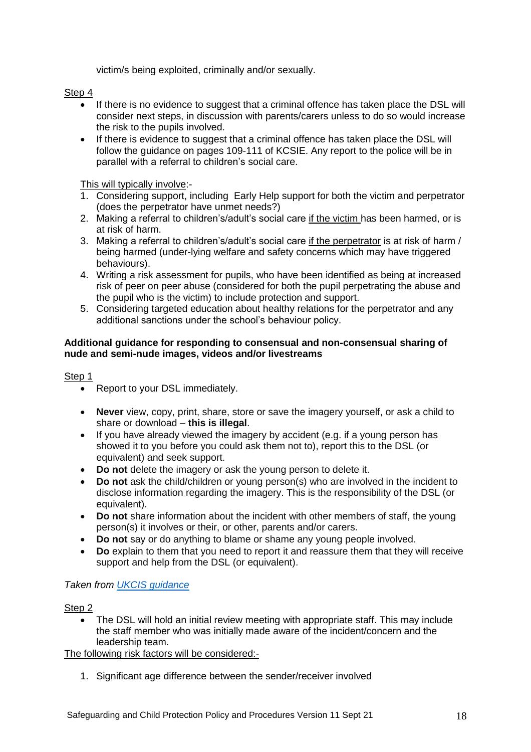victim/s being exploited, criminally and/or sexually.

Step 4

- If there is no evidence to suggest that a criminal offence has taken place the DSL will consider next steps, in discussion with parents/carers unless to do so would increase the risk to the pupils involved.
- If there is evidence to suggest that a criminal offence has taken place the DSL will follow the guidance on pages 109-111 of KCSIE. Any report to the police will be in parallel with a referral to children's social care.

This will typically involve:-

1. Considering support, including Early Help support for both the victim and perpetrator (does the perpetrator have unmet needs?)
2. Making a referral to children's/adult's social care if the victim has been harmed, or is at risk of harm.
3. Making a referral to children's/adult's social care if the perpetrator is at risk of harm / being harmed (under-lying welfare and safety concerns which may have triggered behaviours).
4. Writing a risk assessment for pupils, who have been identified as being at increased risk of peer on peer abuse (considered for both the pupil perpetrating the abuse and the pupil who is the victim) to include protection and support.
5. Considering targeted education about healthy relations for the perpetrator and any additional sanctions under the school's behaviour policy.

**Additional guidance for responding to consensual and non-consensual sharing of nude and semi-nude images, videos and/or livestreams**

Step 1

- Report to your DSL immediately.
- **Never** view, copy, print, share, store or save the imagery yourself, or ask a child to share or download – **this is illegal**.
- If you have already viewed the imagery by accident (e.g. if a young person has showed it to you before you could ask them not to), report this to the DSL (or equivalent) and seek support.
- **Do not** delete the imagery or ask the young person to delete it.
- **Do not** ask the child/children or young person(s) who are involved in the incident to disclose information regarding the imagery. This is the responsibility of the DSL (or equivalent).
- **Do not** share information about the incident with other members of staff, the young person(s) it involves or their, or other, parents and/or carers.
- **Do not** say or do anything to blame or shame any young people involved.
- **Do** explain to them that you need to report it and reassure them that they will receive support and help from the DSL (or equivalent).

*Taken from [UKCIS guidance]()*

Step 2

- The DSL will hold an initial review meeting with appropriate staff. This may include the staff member who was initially made aware of the incident/concern and the leadership team.

The following risk factors will be considered:-

1. Significant age difference between the sender/receiver involved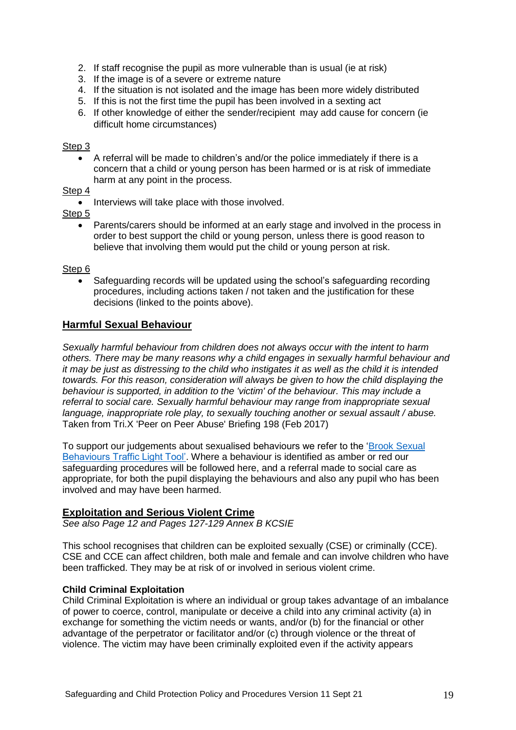2. If staff recognise the pupil as more vulnerable than is usual (ie at risk)
3. If the image is of a severe or extreme nature
4. If the situation is not isolated and the image has been more widely distributed
5. If this is not the first time the pupil has been involved in a sexting act
6. If other knowledge of either the sender/recipient may add cause for concern (ie difficult home circumstances)

Step 3

- A referral will be made to children's and/or the police immediately if there is a concern that a child or young person has been harmed or is at risk of immediate harm at any point in the process.

Step 4

- Interviews will take place with those involved.

Step 5

- Parents/carers should be informed at an early stage and involved in the process in order to best support the child or young person, unless there is good reason to believe that involving them would put the child or young person at risk.

Step 6

- Safeguarding records will be updated using the school's safeguarding recording procedures, including actions taken / not taken and the justification for these decisions (linked to the points above).

## Harmful Sexual Behaviour

*Sexually harmful behaviour from children does not always occur with the intent to harm others. There may be many reasons why a child engages in sexually harmful behaviour and it may be just as distressing to the child who instigates it as well as the child it is intended towards. For this reason, consideration will always be given to how the child displaying the behaviour is supported, in addition to the 'victim' of the behaviour. This may include a referral to social care. Sexually harmful behaviour may range from inappropriate sexual language, inappropriate role play, to sexually touching another or sexual assault / abuse.* Taken from Tri.X 'Peer on Peer Abuse' Briefing 198 (Feb 2017)

To support our judgements about sexualised behaviours we refer to the 'Brook Sexual Behaviours Traffic Light Tool'. Where a behaviour is identified as amber or red our safeguarding procedures will be followed here, and a referral made to social care as appropriate, for both the pupil displaying the behaviours and also any pupil who has been involved and may have been harmed.

## Exploitation and Serious Violent Crime

*See also Page 12 and Pages 127-129 Annex B KCSIE*

This school recognises that children can be exploited sexually (CSE) or criminally (CCE). CSE and CCE can affect children, both male and female and can involve children who have been trafficked. They may be at risk of or involved in serious violent crime.

**Child Criminal Exploitation**

Child Criminal Exploitation is where an individual or group takes advantage of an imbalance of power to coerce, control, manipulate or deceive a child into any criminal activity (a) in exchange for something the victim needs or wants, and/or (b) for the financial or other advantage of the perpetrator or facilitator and/or (c) through violence or the threat of violence. The victim may have been criminally exploited even if the activity appears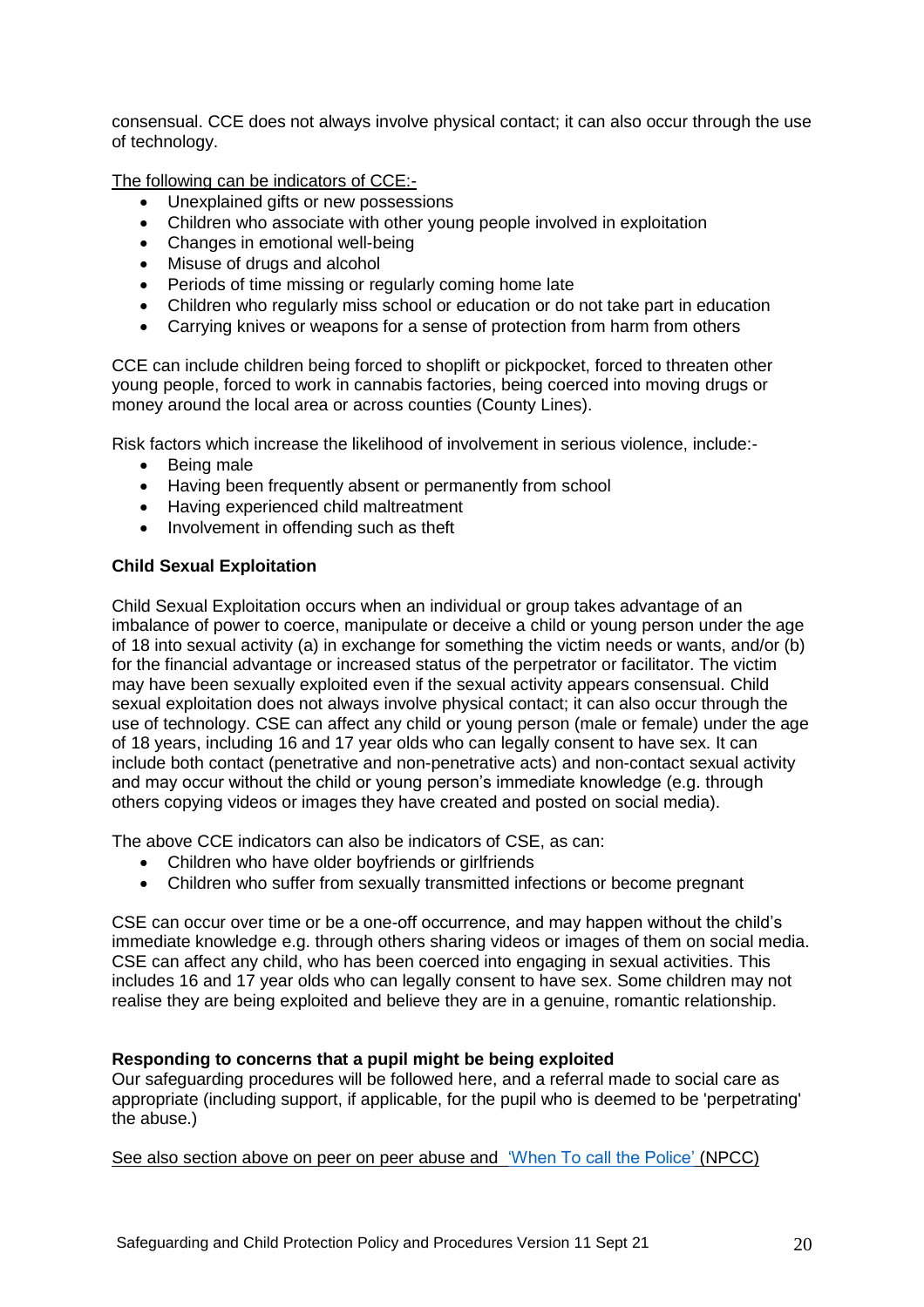consensual. CCE does not always involve physical contact; it can also occur through the use of technology.

The following can be indicators of CCE:-

- Unexplained gifts or new possessions
- Children who associate with other young people involved in exploitation
- Changes in emotional well-being
- Misuse of drugs and alcohol
- Periods of time missing or regularly coming home late
- Children who regularly miss school or education or do not take part in education
- Carrying knives or weapons for a sense of protection from harm from others

CCE can include children being forced to shoplift or pickpocket, forced to threaten other young people, forced to work in cannabis factories, being coerced into moving drugs or money around the local area or across counties (County Lines).

Risk factors which increase the likelihood of involvement in serious violence, include:-

- Being male
- Having been frequently absent or permanently from school
- Having experienced child maltreatment
- Involvement in offending such as theft

**Child Sexual Exploitation**

Child Sexual Exploitation occurs when an individual or group takes advantage of an imbalance of power to coerce, manipulate or deceive a child or young person under the age of 18 into sexual activity (a) in exchange for something the victim needs or wants, and/or (b) for the financial advantage or increased status of the perpetrator or facilitator. The victim may have been sexually exploited even if the sexual activity appears consensual. Child sexual exploitation does not always involve physical contact; it can also occur through the use of technology. CSE can affect any child or young person (male or female) under the age of 18 years, including 16 and 17 year olds who can legally consent to have sex. It can include both contact (penetrative and non-penetrative acts) and non-contact sexual activity and may occur without the child or young person's immediate knowledge (e.g. through others copying videos or images they have created and posted on social media).

The above CCE indicators can also be indicators of CSE, as can:

- Children who have older boyfriends or girlfriends
- Children who suffer from sexually transmitted infections or become pregnant

CSE can occur over time or be a one-off occurrence, and may happen without the child's immediate knowledge e.g. through others sharing videos or images of them on social media. CSE can affect any child, who has been coerced into engaging in sexual activities. This includes 16 and 17 year olds who can legally consent to have sex. Some children may not realise they are being exploited and believe they are in a genuine, romantic relationship.

**Responding to concerns that a pupil might be being exploited**

Our safeguarding procedures will be followed here, and a referral made to social care as appropriate (including support, if applicable, for the pupil who is deemed to be 'perpetrating' the abuse.)

See also section above on peer on peer abuse and 'When To call the Police' (NPCC)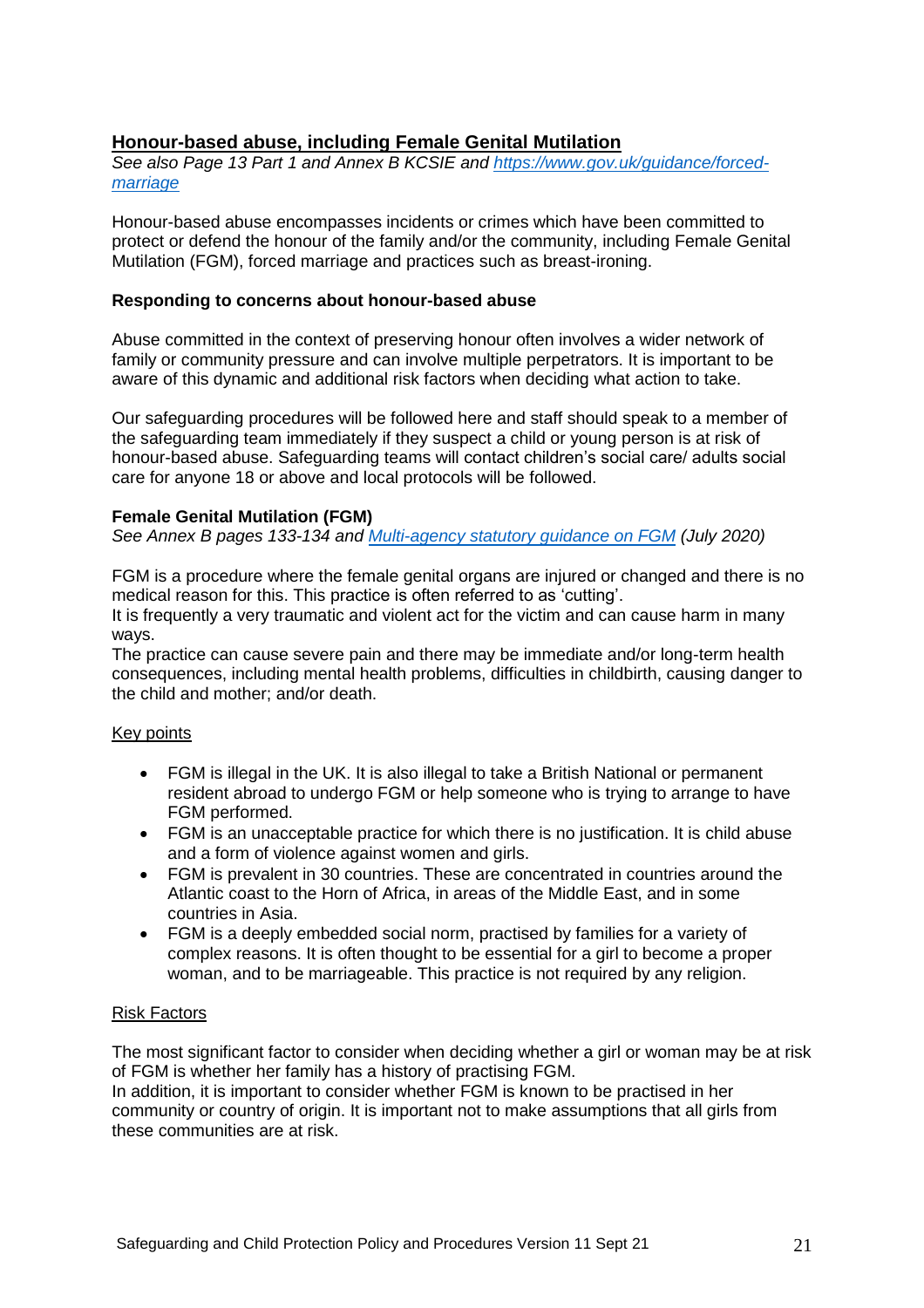## Honour-based abuse, including Female Genital Mutilation

*See also Page 13 Part 1 and Annex B KCSIE and [https://www.gov.uk/guidance/forced-marriage](https://www.gov.uk/guidance/forced-marriage)*

Honour-based abuse encompasses incidents or crimes which have been committed to protect or defend the honour of the family and/or the community, including Female Genital Mutilation (FGM), forced marriage and practices such as breast-ironing.

### Responding to concerns about honour-based abuse

Abuse committed in the context of preserving honour often involves a wider network of family or community pressure and can involve multiple perpetrators. It is important to be aware of this dynamic and additional risk factors when deciding what action to take.

Our safeguarding procedures will be followed here and staff should speak to a member of the safeguarding team immediately if they suspect a child or young person is at risk of honour-based abuse. Safeguarding teams will contact children's social care/ adults social care for anyone 18 or above and local protocols will be followed.

### Female Genital Mutilation (FGM)

*See Annex B pages 133-134 and [Multi-agency statutory guidance on FGM](#) (July 2020)*

FGM is a procedure where the female genital organs are injured or changed and there is no medical reason for this. This practice is often referred to as 'cutting'.
It is frequently a very traumatic and violent act for the victim and can cause harm in many ways.
The practice can cause severe pain and there may be immediate and/or long-term health consequences, including mental health problems, difficulties in childbirth, causing danger to the child and mother; and/or death.

Key points

- FGM is illegal in the UK. It is also illegal to take a British National or permanent resident abroad to undergo FGM or help someone who is trying to arrange to have FGM performed.
- FGM is an unacceptable practice for which there is no justification. It is child abuse and a form of violence against women and girls.
- FGM is prevalent in 30 countries. These are concentrated in countries around the Atlantic coast to the Horn of Africa, in areas of the Middle East, and in some countries in Asia.
- FGM is a deeply embedded social norm, practised by families for a variety of complex reasons. It is often thought to be essential for a girl to become a proper woman, and to be marriageable. This practice is not required by any religion.

Risk Factors

The most significant factor to consider when deciding whether a girl or woman may be at risk of FGM is whether her family has a history of practising FGM.
In addition, it is important to consider whether FGM is known to be practised in her community or country of origin. It is important not to make assumptions that all girls from these communities are at risk.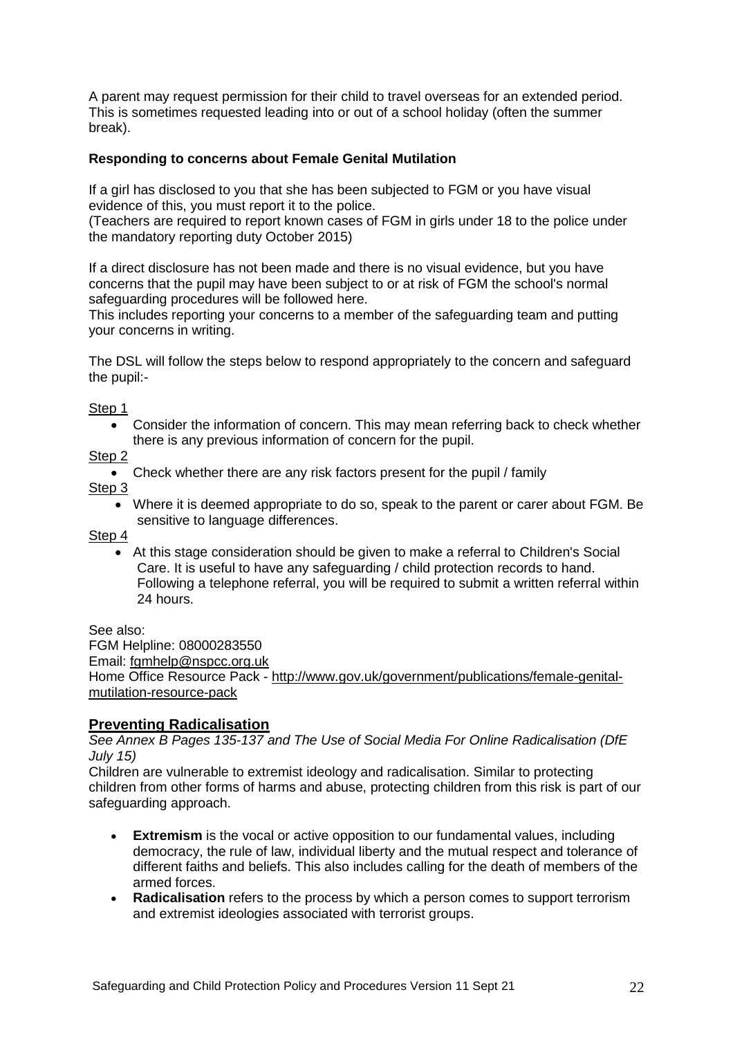A parent may request permission for their child to travel overseas for an extended period. This is sometimes requested leading into or out of a school holiday (often the summer break).

**Responding to concerns about Female Genital Mutilation**

If a girl has disclosed to you that she has been subjected to FGM or you have visual evidence of this, you must report it to the police.
(Teachers are required to report known cases of FGM in girls under 18 to the police under the mandatory reporting duty October 2015)

If a direct disclosure has not been made and there is no visual evidence, but you have concerns that the pupil may have been subject to or at risk of FGM the school's normal safeguarding procedures will be followed here.
This includes reporting your concerns to a member of the safeguarding team and putting your concerns in writing.

The DSL will follow the steps below to respond appropriately to the concern and safeguard the pupil:-

Step 1

- Consider the information of concern. This may mean referring back to check whether there is any previous information of concern for the pupil.

Step 2

- Check whether there are any risk factors present for the pupil / family

Step 3

- Where it is deemed appropriate to do so, speak to the parent or carer about FGM. Be sensitive to language differences.

Step 4

- At this stage consideration should be given to make a referral to Children's Social Care. It is useful to have any safeguarding / child protection records to hand. Following a telephone referral, you will be required to submit a written referral within 24 hours.

See also:
FGM Helpline: 08000283550
Email: fgmhelp@nspcc.org.uk
Home Office Resource Pack - http://www.gov.uk/government/publications/female-genital-mutilation-resource-pack

## Preventing Radicalisation

*See Annex B Pages 135-137 and The Use of Social Media For Online Radicalisation (DfE July 15)*

Children are vulnerable to extremist ideology and radicalisation. Similar to protecting children from other forms of harms and abuse, protecting children from this risk is part of our safeguarding approach.

- **Extremism** is the vocal or active opposition to our fundamental values, including democracy, the rule of law, individual liberty and the mutual respect and tolerance of different faiths and beliefs. This also includes calling for the death of members of the armed forces.
- **Radicalisation** refers to the process by which a person comes to support terrorism and extremist ideologies associated with terrorist groups.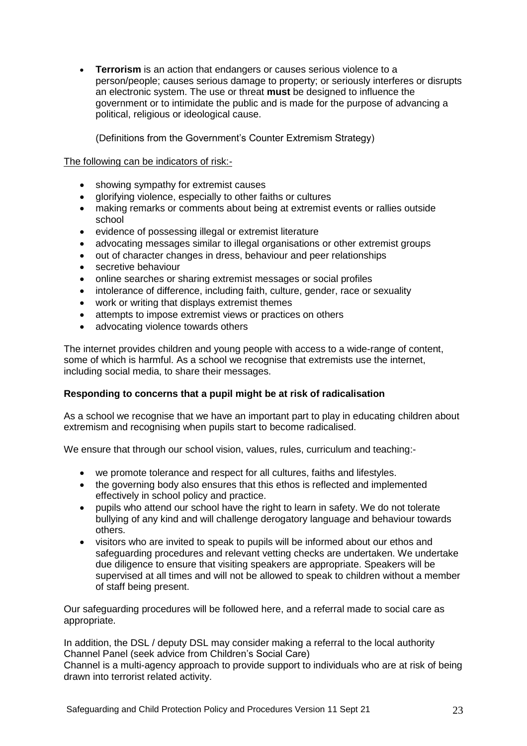- **Terrorism** is an action that endangers or causes serious violence to a person/people; causes serious damage to property; or seriously interferes or disrupts an electronic system. The use or threat **must** be designed to influence the government or to intimidate the public and is made for the purpose of advancing a political, religious or ideological cause.

  (Definitions from the Government's Counter Extremism Strategy)

The following can be indicators of risk:-

- showing sympathy for extremist causes
- glorifying violence, especially to other faiths or cultures
- making remarks or comments about being at extremist events or rallies outside school
- evidence of possessing illegal or extremist literature
- advocating messages similar to illegal organisations or other extremist groups
- out of character changes in dress, behaviour and peer relationships
- secretive behaviour
- online searches or sharing extremist messages or social profiles
- intolerance of difference, including faith, culture, gender, race or sexuality
- work or writing that displays extremist themes
- attempts to impose extremist views or practices on others
- advocating violence towards others

The internet provides children and young people with access to a wide-range of content, some of which is harmful. As a school we recognise that extremists use the internet, including social media, to share their messages.

**Responding to concerns that a pupil might be at risk of radicalisation**

As a school we recognise that we have an important part to play in educating children about extremism and recognising when pupils start to become radicalised.

We ensure that through our school vision, values, rules, curriculum and teaching:-

- we promote tolerance and respect for all cultures, faiths and lifestyles.
- the governing body also ensures that this ethos is reflected and implemented effectively in school policy and practice.
- pupils who attend our school have the right to learn in safety. We do not tolerate bullying of any kind and will challenge derogatory language and behaviour towards others.
- visitors who are invited to speak to pupils will be informed about our ethos and safeguarding procedures and relevant vetting checks are undertaken. We undertake due diligence to ensure that visiting speakers are appropriate. Speakers will be supervised at all times and will not be allowed to speak to children without a member of staff being present.

Our safeguarding procedures will be followed here, and a referral made to social care as appropriate.

In addition, the DSL / deputy DSL may consider making a referral to the local authority Channel Panel (seek advice from Children's Social Care)
Channel is a multi-agency approach to provide support to individuals who are at risk of being drawn into terrorist related activity.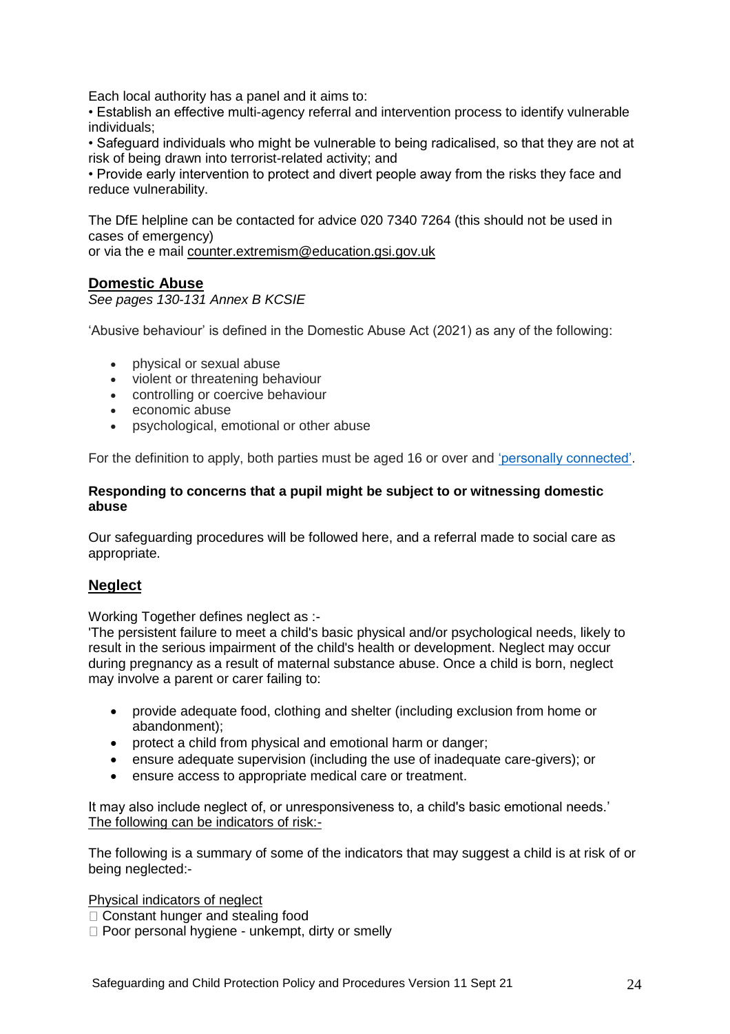Each local authority has a panel and it aims to:
• Establish an effective multi-agency referral and intervention process to identify vulnerable individuals;
• Safeguard individuals who might be vulnerable to being radicalised, so that they are not at risk of being drawn into terrorist-related activity; and
• Provide early intervention to protect and divert people away from the risks they face and reduce vulnerability.

The DfE helpline can be contacted for advice 020 7340 7264 (this should not be used in cases of emergency)
or via the e mail counter.extremism@education.gsi.gov.uk

## Domestic Abuse

*See pages 130-131 Annex B KCSIE*

'Abusive behaviour' is defined in the Domestic Abuse Act (2021) as any of the following:

- physical or sexual abuse
- violent or threatening behaviour
- controlling or coercive behaviour
- economic abuse
- psychological, emotional or other abuse

For the definition to apply, both parties must be aged 16 or over and 'personally connected'.

**Responding to concerns that a pupil might be subject to or witnessing domestic abuse**

Our safeguarding procedures will be followed here, and a referral made to social care as appropriate.

## Neglect

Working Together defines neglect as :-
'The persistent failure to meet a child's basic physical and/or psychological needs, likely to result in the serious impairment of the child's health or development. Neglect may occur during pregnancy as a result of maternal substance abuse. Once a child is born, neglect may involve a parent or carer failing to:

- provide adequate food, clothing and shelter (including exclusion from home or abandonment);
- protect a child from physical and emotional harm or danger;
- ensure adequate supervision (including the use of inadequate care-givers); or
- ensure access to appropriate medical care or treatment.

It may also include neglect of, or unresponsiveness to, a child's basic emotional needs.'
The following can be indicators of risk:-

The following is a summary of some of the indicators that may suggest a child is at risk of or being neglected:-

Physical indicators of neglect
- Constant hunger and stealing food
- Poor personal hygiene - unkempt, dirty or smelly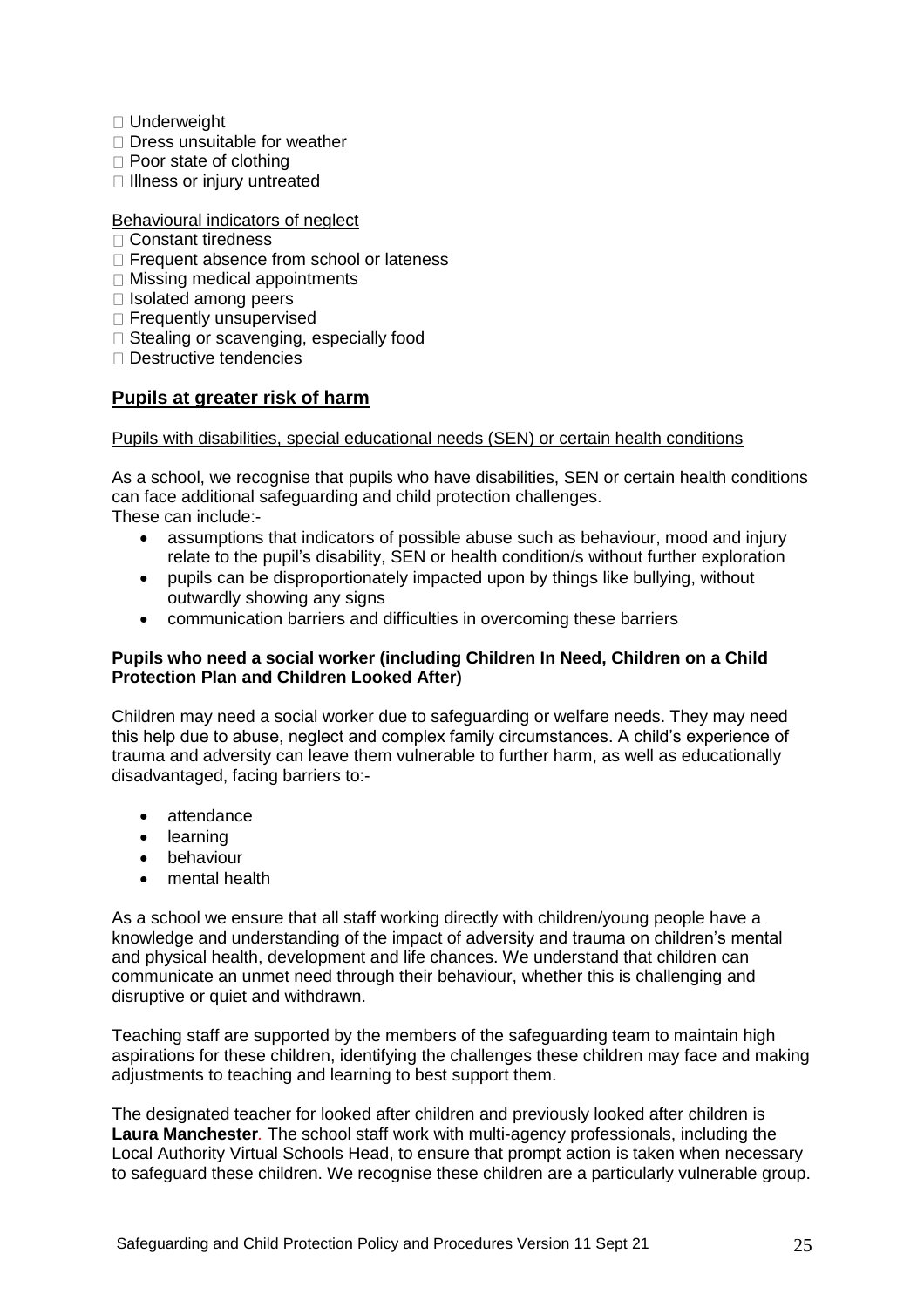- Underweight
- Dress unsuitable for weather
- Poor state of clothing
- Illness or injury untreated

Behavioural indicators of neglect

- Constant tiredness
- Frequent absence from school or lateness
- Missing medical appointments
- Isolated among peers
- Frequently unsupervised
- Stealing or scavenging, especially food
- Destructive tendencies

## Pupils at greater risk of harm

Pupils with disabilities, special educational needs (SEN) or certain health conditions

As a school, we recognise that pupils who have disabilities, SEN or certain health conditions can face additional safeguarding and child protection challenges.
These can include:-

- assumptions that indicators of possible abuse such as behaviour, mood and injury relate to the pupil's disability, SEN or health condition/s without further exploration
- pupils can be disproportionately impacted upon by things like bullying, without outwardly showing any signs
- communication barriers and difficulties in overcoming these barriers

**Pupils who need a social worker (including Children In Need, Children on a Child Protection Plan and Children Looked After)**

Children may need a social worker due to safeguarding or welfare needs. They may need this help due to abuse, neglect and complex family circumstances. A child's experience of trauma and adversity can leave them vulnerable to further harm, as well as educationally disadvantaged, facing barriers to:-

- attendance
- learning
- behaviour
- mental health

As a school we ensure that all staff working directly with children/young people have a knowledge and understanding of the impact of adversity and trauma on children's mental and physical health, development and life chances. We understand that children can communicate an unmet need through their behaviour, whether this is challenging and disruptive or quiet and withdrawn.

Teaching staff are supported by the members of the safeguarding team to maintain high aspirations for these children, identifying the challenges these children may face and making adjustments to teaching and learning to best support them.

The designated teacher for looked after children and previously looked after children is **Laura Manchester**. The school staff work with multi-agency professionals, including the Local Authority Virtual Schools Head, to ensure that prompt action is taken when necessary to safeguard these children. We recognise these children are a particularly vulnerable group.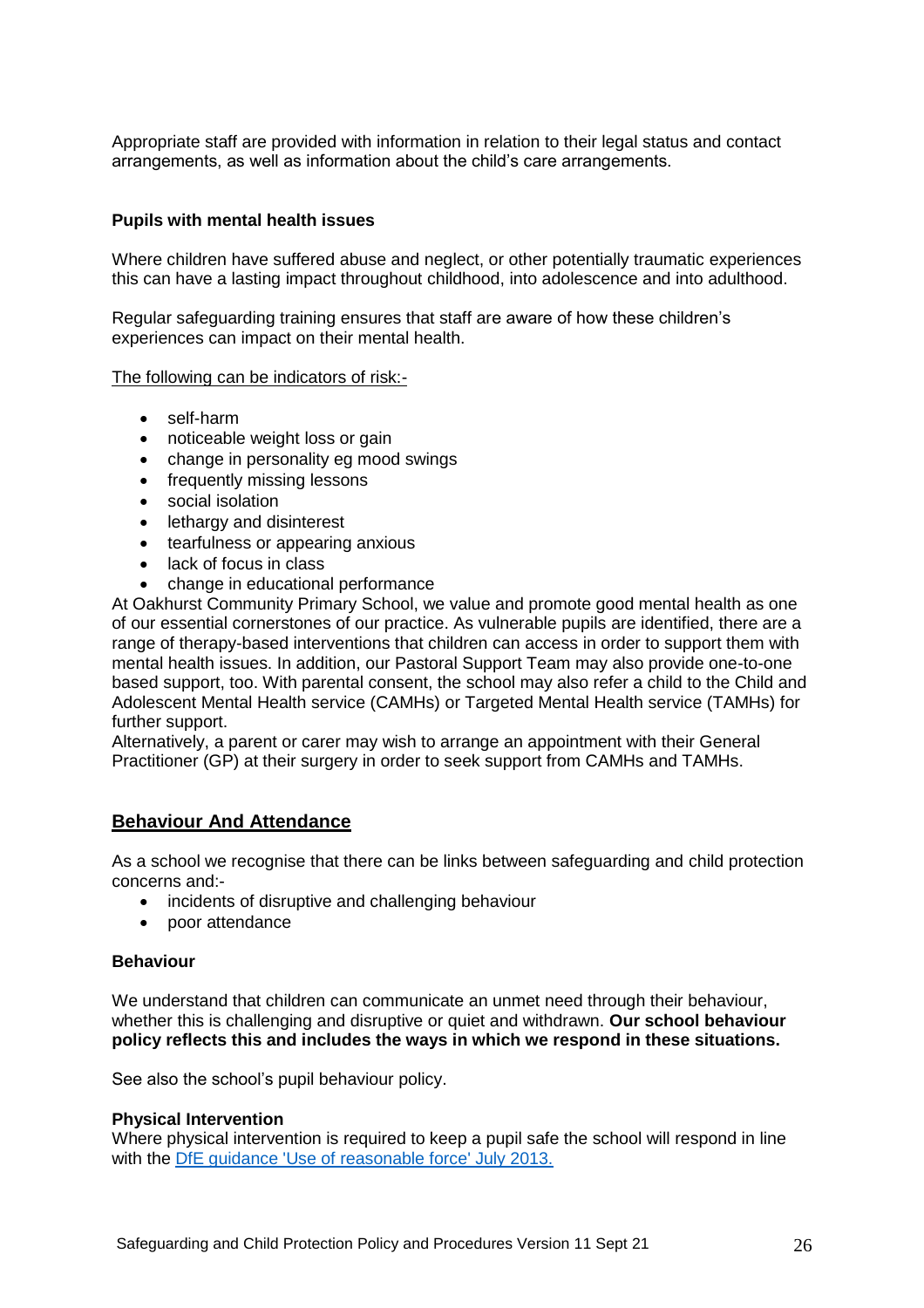Appropriate staff are provided with information in relation to their legal status and contact arrangements, as well as information about the child's care arrangements.

### Pupils with mental health issues

Where children have suffered abuse and neglect, or other potentially traumatic experiences this can have a lasting impact throughout childhood, into adolescence and into adulthood.

Regular safeguarding training ensures that staff are aware of how these children's experiences can impact on their mental health.

<u>The following can be indicators of risk:-</u>

- self-harm
- noticeable weight loss or gain
- change in personality eg mood swings
- frequently missing lessons
- social isolation
- lethargy and disinterest
- tearfulness or appearing anxious
- lack of focus in class
- change in educational performance

At Oakhurst Community Primary School, we value and promote good mental health as one of our essential cornerstones of our practice. As vulnerable pupils are identified, there are a range of therapy-based interventions that children can access in order to support them with mental health issues. In addition, our Pastoral Support Team may also provide one-to-one based support, too. With parental consent, the school may also refer a child to the Child and Adolescent Mental Health service (CAMHs) or Targeted Mental Health service (TAMHs) for further support.
Alternatively, a parent or carer may wish to arrange an appointment with their General Practitioner (GP) at their surgery in order to seek support from CAMHs and TAMHs.

## Behaviour And Attendance

As a school we recognise that there can be links between safeguarding and child protection concerns and:-

- incidents of disruptive and challenging behaviour
- poor attendance

### Behaviour

We understand that children can communicate an unmet need through their behaviour, whether this is challenging and disruptive or quiet and withdrawn. **Our school behaviour policy reflects this and includes the ways in which we respond in these situations.**

See also the school's pupil behaviour policy.

### Physical Intervention

Where physical intervention is required to keep a pupil safe the school will respond in line with the [DfE guidance 'Use of reasonable force' July 2013.]()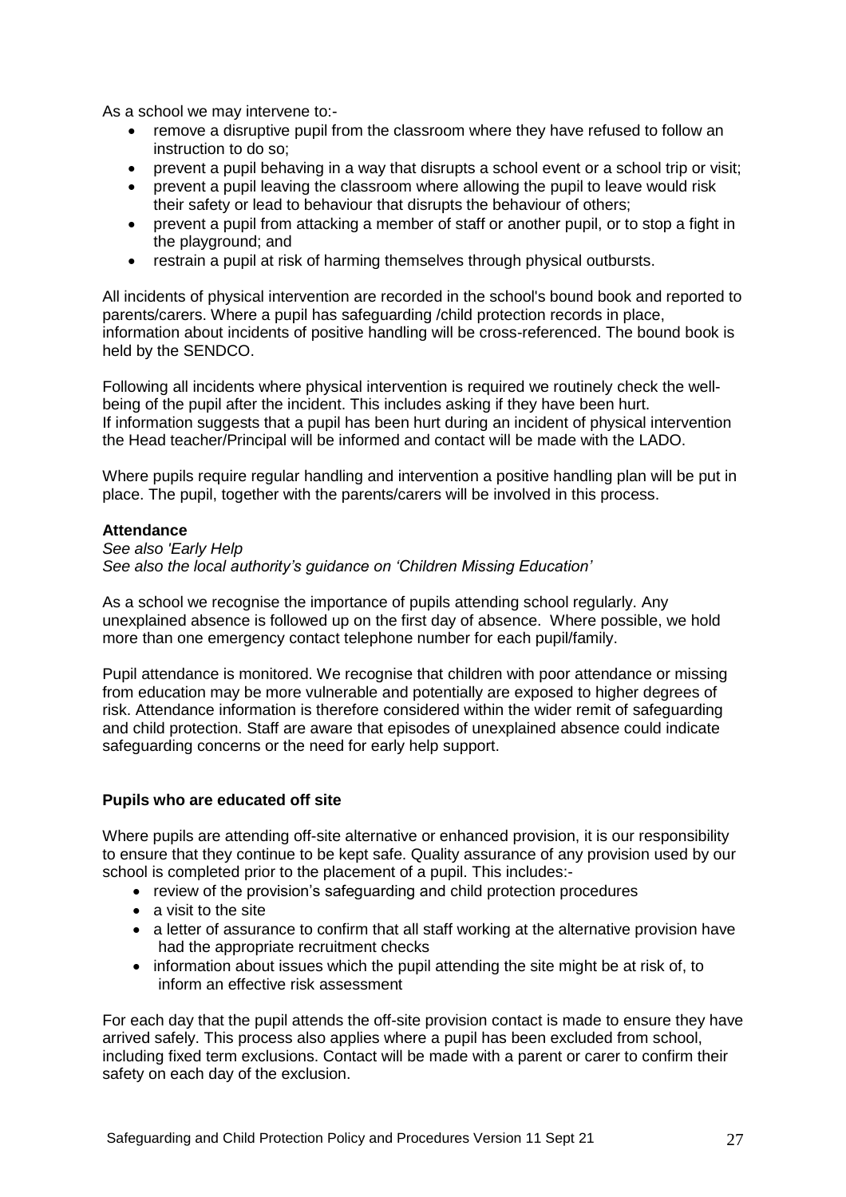As a school we may intervene to:-

- remove a disruptive pupil from the classroom where they have refused to follow an instruction to do so;
- prevent a pupil behaving in a way that disrupts a school event or a school trip or visit;
- prevent a pupil leaving the classroom where allowing the pupil to leave would risk their safety or lead to behaviour that disrupts the behaviour of others;
- prevent a pupil from attacking a member of staff or another pupil, or to stop a fight in the playground; and
- restrain a pupil at risk of harming themselves through physical outbursts.

All incidents of physical intervention are recorded in the school's bound book and reported to parents/carers. Where a pupil has safeguarding /child protection records in place, information about incidents of positive handling will be cross-referenced. The bound book is held by the SENDCO.

Following all incidents where physical intervention is required we routinely check the well-being of the pupil after the incident. This includes asking if they have been hurt.
If information suggests that a pupil has been hurt during an incident of physical intervention the Head teacher/Principal will be informed and contact will be made with the LADO.

Where pupils require regular handling and intervention a positive handling plan will be put in place. The pupil, together with the parents/carers will be involved in this process.

**Attendance**

*See also 'Early Help*
*See also the local authority's guidance on 'Children Missing Education'*

As a school we recognise the importance of pupils attending school regularly. Any unexplained absence is followed up on the first day of absence. Where possible, we hold more than one emergency contact telephone number for each pupil/family.

Pupil attendance is monitored. We recognise that children with poor attendance or missing from education may be more vulnerable and potentially are exposed to higher degrees of risk. Attendance information is therefore considered within the wider remit of safeguarding and child protection. Staff are aware that episodes of unexplained absence could indicate safeguarding concerns or the need for early help support.

**Pupils who are educated off site**

Where pupils are attending off-site alternative or enhanced provision, it is our responsibility to ensure that they continue to be kept safe. Quality assurance of any provision used by our school is completed prior to the placement of a pupil. This includes:-

- review of the provision's safeguarding and child protection procedures
- a visit to the site
- a letter of assurance to confirm that all staff working at the alternative provision have had the appropriate recruitment checks
- information about issues which the pupil attending the site might be at risk of, to inform an effective risk assessment

For each day that the pupil attends the off-site provision contact is made to ensure they have arrived safely. This process also applies where a pupil has been excluded from school, including fixed term exclusions. Contact will be made with a parent or carer to confirm their safety on each day of the exclusion.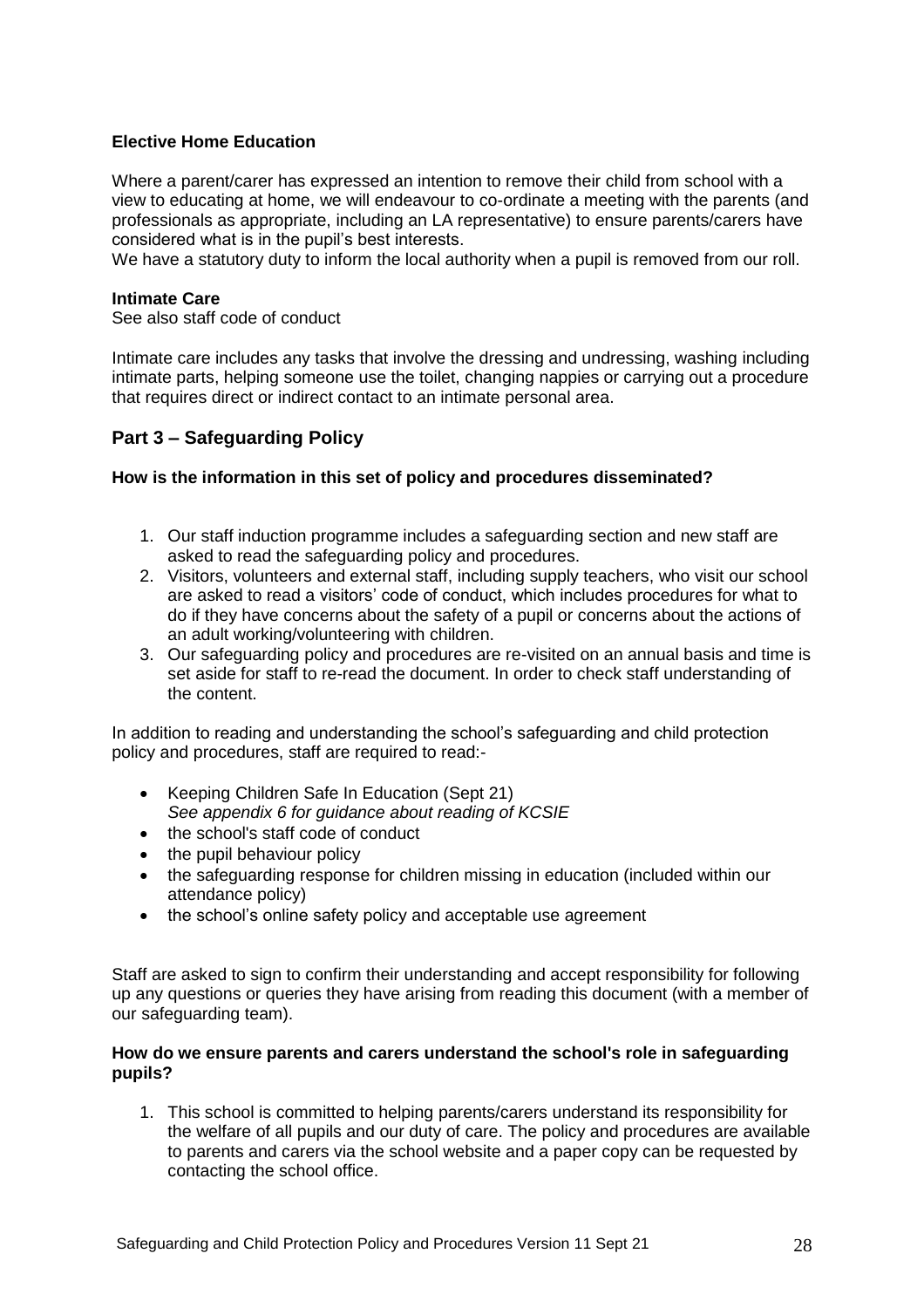**Elective Home Education**

Where a parent/carer has expressed an intention to remove their child from school with a view to educating at home, we will endeavour to co-ordinate a meeting with the parents (and professionals as appropriate, including an LA representative) to ensure parents/carers have considered what is in the pupil's best interests.

We have a statutory duty to inform the local authority when a pupil is removed from our roll.

**Intimate Care**

See also staff code of conduct

Intimate care includes any tasks that involve the dressing and undressing, washing including intimate parts, helping someone use the toilet, changing nappies or carrying out a procedure that requires direct or indirect contact to an intimate personal area.

## Part 3 – Safeguarding Policy

**How is the information in this set of policy and procedures disseminated?**

1. Our staff induction programme includes a safeguarding section and new staff are asked to read the safeguarding policy and procedures.
2. Visitors, volunteers and external staff, including supply teachers, who visit our school are asked to read a visitors' code of conduct, which includes procedures for what to do if they have concerns about the safety of a pupil or concerns about the actions of an adult working/volunteering with children.
3. Our safeguarding policy and procedures are re-visited on an annual basis and time is set aside for staff to re-read the document. In order to check staff understanding of the content.

In addition to reading and understanding the school's safeguarding and child protection policy and procedures, staff are required to read:-

- Keeping Children Safe In Education (Sept 21)
  *See appendix 6 for guidance about reading of KCSIE*
- the school's staff code of conduct
- the pupil behaviour policy
- the safeguarding response for children missing in education (included within our attendance policy)
- the school's online safety policy and acceptable use agreement

Staff are asked to sign to confirm their understanding and accept responsibility for following up any questions or queries they have arising from reading this document (with a member of our safeguarding team).

**How do we ensure parents and carers understand the school's role in safeguarding pupils?**

1. This school is committed to helping parents/carers understand its responsibility for the welfare of all pupils and our duty of care. The policy and procedures are available to parents and carers via the school website and a paper copy can be requested by contacting the school office.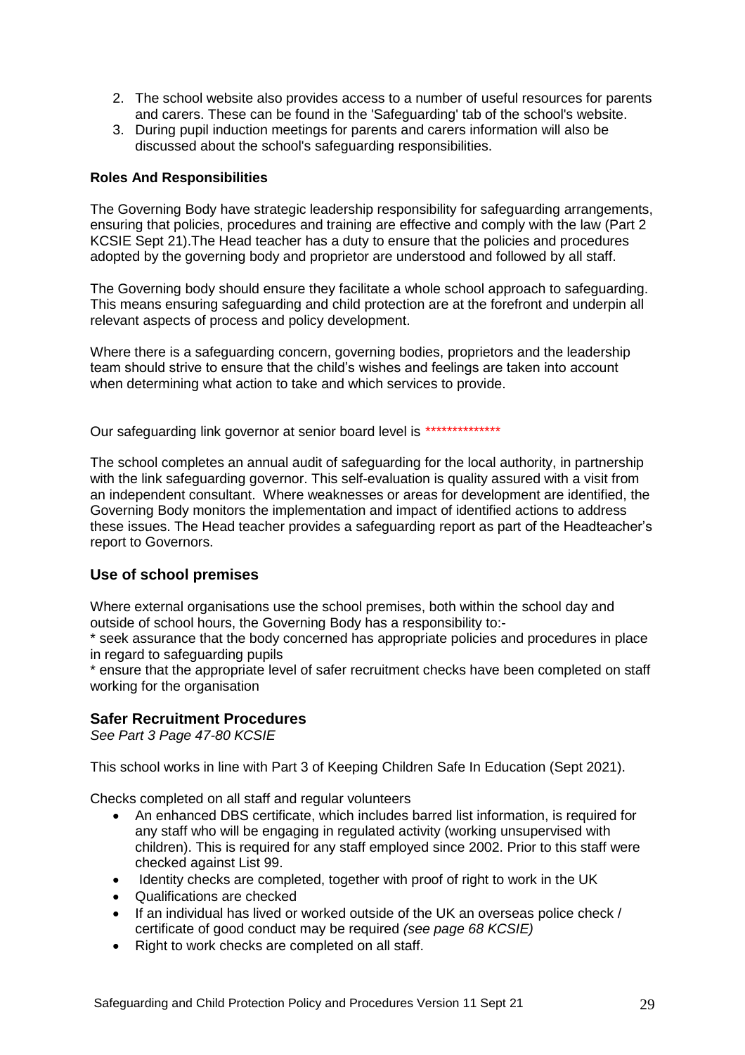2. The school website also provides access to a number of useful resources for parents and carers. These can be found in the 'Safeguarding' tab of the school's website.
3. During pupil induction meetings for parents and carers information will also be discussed about the school's safeguarding responsibilities.

**Roles And Responsibilities**

The Governing Body have strategic leadership responsibility for safeguarding arrangements, ensuring that policies, procedures and training are effective and comply with the law (Part 2 KCSIE Sept 21).The Head teacher has a duty to ensure that the policies and procedures adopted by the governing body and proprietor are understood and followed by all staff.

The Governing body should ensure they facilitate a whole school approach to safeguarding. This means ensuring safeguarding and child protection are at the forefront and underpin all relevant aspects of process and policy development.

Where there is a safeguarding concern, governing bodies, proprietors and the leadership team should strive to ensure that the child's wishes and feelings are taken into account when determining what action to take and which services to provide.

Our safeguarding link governor at senior board level is **************

The school completes an annual audit of safeguarding for the local authority, in partnership with the link safeguarding governor. This self-evaluation is quality assured with a visit from an independent consultant. Where weaknesses or areas for development are identified, the Governing Body monitors the implementation and impact of identified actions to address these issues. The Head teacher provides a safeguarding report as part of the Headteacher's report to Governors.

## Use of school premises

Where external organisations use the school premises, both within the school day and outside of school hours, the Governing Body has a responsibility to:-
* seek assurance that the body concerned has appropriate policies and procedures in place in regard to safeguarding pupils
* ensure that the appropriate level of safer recruitment checks have been completed on staff working for the organisation

## Safer Recruitment Procedures

*See Part 3 Page 47-80 KCSIE*

This school works in line with Part 3 of Keeping Children Safe In Education (Sept 2021).

Checks completed on all staff and regular volunteers

- An enhanced DBS certificate, which includes barred list information, is required for any staff who will be engaging in regulated activity (working unsupervised with children). This is required for any staff employed since 2002. Prior to this staff were checked against List 99.
- Identity checks are completed, together with proof of right to work in the UK
- Qualifications are checked
- If an individual has lived or worked outside of the UK an overseas police check / certificate of good conduct may be required *(see page 68 KCSIE)*
- Right to work checks are completed on all staff.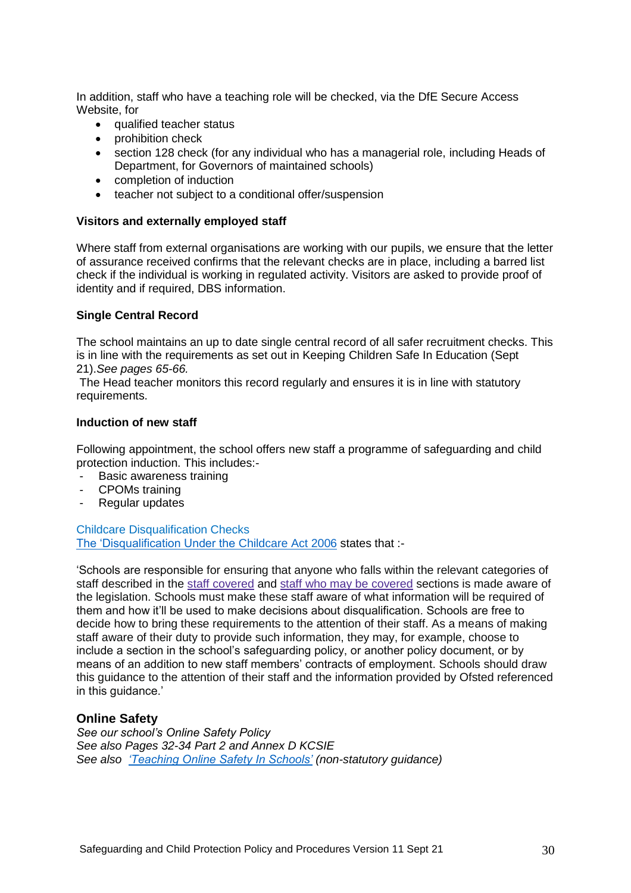In addition, staff who have a teaching role will be checked, via the DfE Secure Access Website, for

- qualified teacher status
- prohibition check
- section 128 check (for any individual who has a managerial role, including Heads of Department, for Governors of maintained schools)
- completion of induction
- teacher not subject to a conditional offer/suspension

**Visitors and externally employed staff**

Where staff from external organisations are working with our pupils, we ensure that the letter of assurance received confirms that the relevant checks are in place, including a barred list check if the individual is working in regulated activity. Visitors are asked to provide proof of identity and if required, DBS information.

**Single Central Record**

The school maintains an up to date single central record of all safer recruitment checks. This is in line with the requirements as set out in Keeping Children Safe In Education (Sept 21).*See pages 65-66.*

The Head teacher monitors this record regularly and ensures it is in line with statutory requirements.

**Induction of new staff**

Following appointment, the school offers new staff a programme of safeguarding and child protection induction. This includes:-

- Basic awareness training
- CPOMs training
- Regular updates

Childcare Disqualification Checks

The 'Disqualification Under the Childcare Act 2006 states that :-

'Schools are responsible for ensuring that anyone who falls within the relevant categories of staff described in the staff covered and staff who may be covered sections is made aware of the legislation. Schools must make these staff aware of what information will be required of them and how it'll be used to make decisions about disqualification. Schools are free to decide how to bring these requirements to the attention of their staff. As a means of making staff aware of their duty to provide such information, they may, for example, choose to include a section in the school's safeguarding policy, or another policy document, or by means of an addition to new staff members' contracts of employment. Schools should draw this guidance to the attention of their staff and the information provided by Ofsted referenced in this guidance.'

### Online Safety

*See our school's Online Safety Policy*
*See also Pages 32-34 Part 2 and Annex D KCSIE*
*See also 'Teaching Online Safety In Schools' (non-statutory guidance)*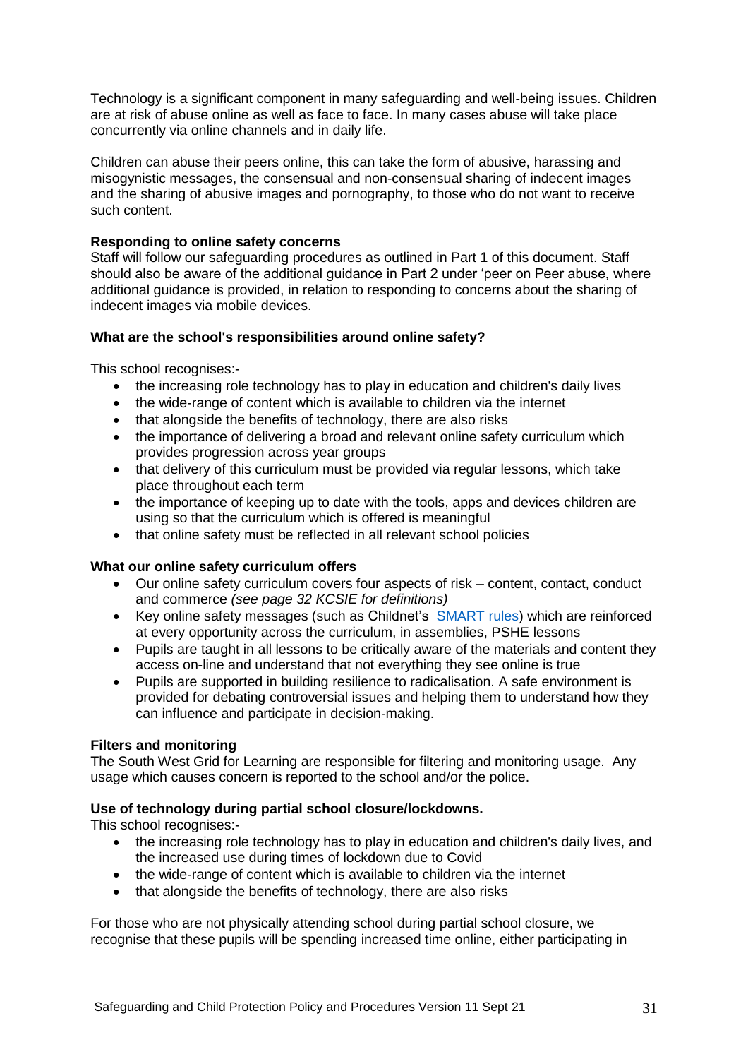Technology is a significant component in many safeguarding and well-being issues. Children are at risk of abuse online as well as face to face. In many cases abuse will take place concurrently via online channels and in daily life.

Children can abuse their peers online, this can take the form of abusive, harassing and misogynistic messages, the consensual and non-consensual sharing of indecent images and the sharing of abusive images and pornography, to those who do not want to receive such content.

**Responding to online safety concerns**
Staff will follow our safeguarding procedures as outlined in Part 1 of this document. Staff should also be aware of the additional guidance in Part 2 under 'peer on Peer abuse, where additional guidance is provided, in relation to responding to concerns about the sharing of indecent images via mobile devices.

**What are the school's responsibilities around online safety?**

This school recognises:-

- the increasing role technology has to play in education and children's daily lives
- the wide-range of content which is available to children via the internet
- that alongside the benefits of technology, there are also risks
- the importance of delivering a broad and relevant online safety curriculum which provides progression across year groups
- that delivery of this curriculum must be provided via regular lessons, which take place throughout each term
- the importance of keeping up to date with the tools, apps and devices children are using so that the curriculum which is offered is meaningful
- that online safety must be reflected in all relevant school policies

**What our online safety curriculum offers**

- Our online safety curriculum covers four aspects of risk – content, contact, conduct and commerce *(see page 32 KCSIE for definitions)*
- Key online safety messages (such as Childnet's SMART rules) which are reinforced at every opportunity across the curriculum, in assemblies, PSHE lessons
- Pupils are taught in all lessons to be critically aware of the materials and content they access on-line and understand that not everything they see online is true
- Pupils are supported in building resilience to radicalisation. A safe environment is provided for debating controversial issues and helping them to understand how they can influence and participate in decision-making.

**Filters and monitoring**
The South West Grid for Learning are responsible for filtering and monitoring usage. Any usage which causes concern is reported to the school and/or the police.

**Use of technology during partial school closure/lockdowns.**
This school recognises:-

- the increasing role technology has to play in education and children's daily lives, and the increased use during times of lockdown due to Covid
- the wide-range of content which is available to children via the internet
- that alongside the benefits of technology, there are also risks

For those who are not physically attending school during partial school closure, we recognise that these pupils will be spending increased time online, either participating in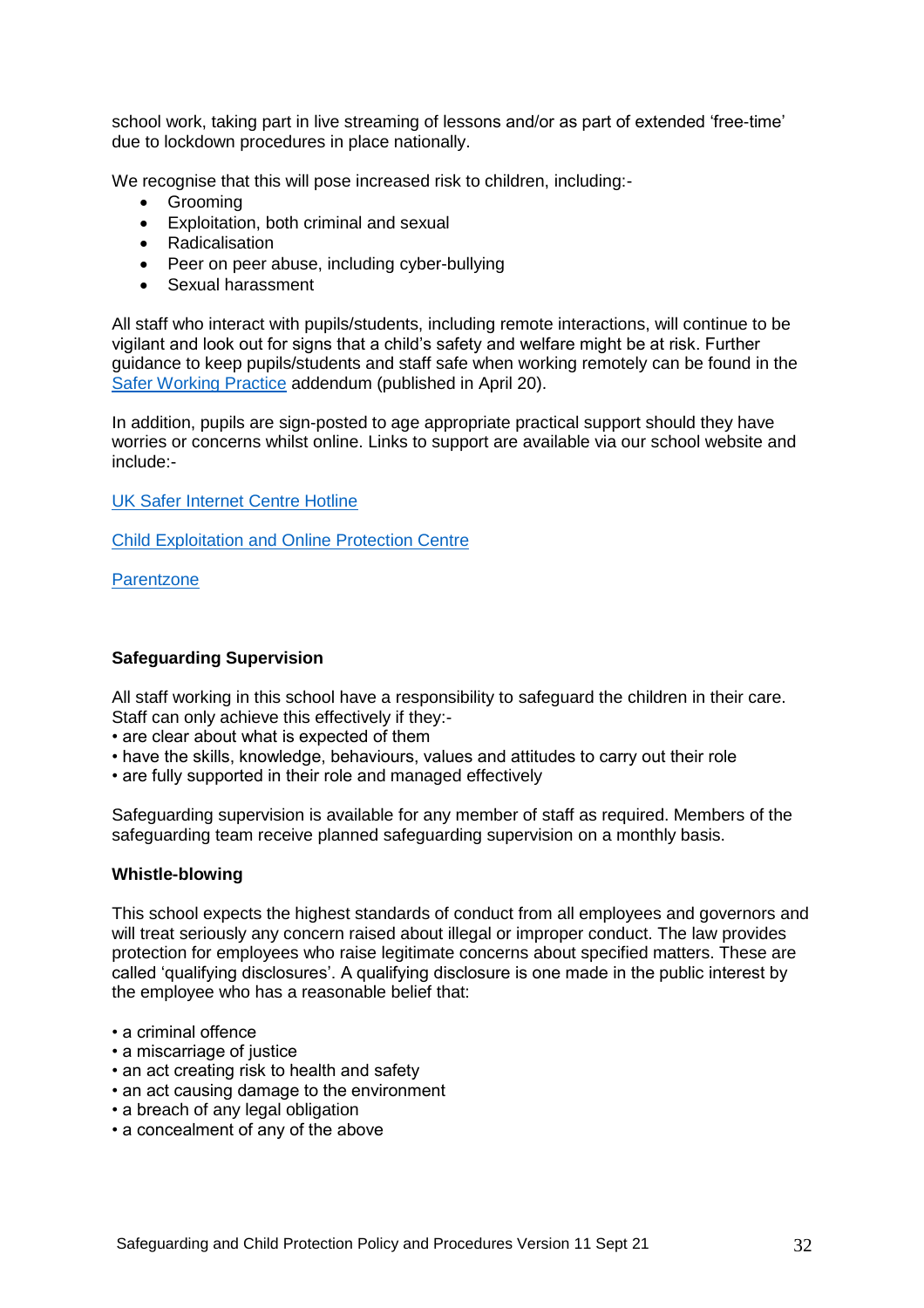school work, taking part in live streaming of lessons and/or as part of extended 'free-time' due to lockdown procedures in place nationally.

We recognise that this will pose increased risk to children, including:-

- Grooming
- Exploitation, both criminal and sexual
- Radicalisation
- Peer on peer abuse, including cyber-bullying
- Sexual harassment

All staff who interact with pupils/students, including remote interactions, will continue to be vigilant and look out for signs that a child's safety and welfare might be at risk. Further guidance to keep pupils/students and staff safe when working remotely can be found in the Safer Working Practice addendum (published in April 20).

In addition, pupils are sign-posted to age appropriate practical support should they have worries or concerns whilst online. Links to support are available via our school website and include:-

UK Safer Internet Centre Hotline

Child Exploitation and Online Protection Centre

Parentzone

**Safeguarding Supervision**

All staff working in this school have a responsibility to safeguard the children in their care. Staff can only achieve this effectively if they:-

- are clear about what is expected of them
- have the skills, knowledge, behaviours, values and attitudes to carry out their role
- are fully supported in their role and managed effectively

Safeguarding supervision is available for any member of staff as required. Members of the safeguarding team receive planned safeguarding supervision on a monthly basis.

**Whistle-blowing**

This school expects the highest standards of conduct from all employees and governors and will treat seriously any concern raised about illegal or improper conduct. The law provides protection for employees who raise legitimate concerns about specified matters. These are called 'qualifying disclosures'. A qualifying disclosure is one made in the public interest by the employee who has a reasonable belief that:

- a criminal offence
- a miscarriage of justice
- an act creating risk to health and safety
- an act causing damage to the environment
- a breach of any legal obligation
- a concealment of any of the above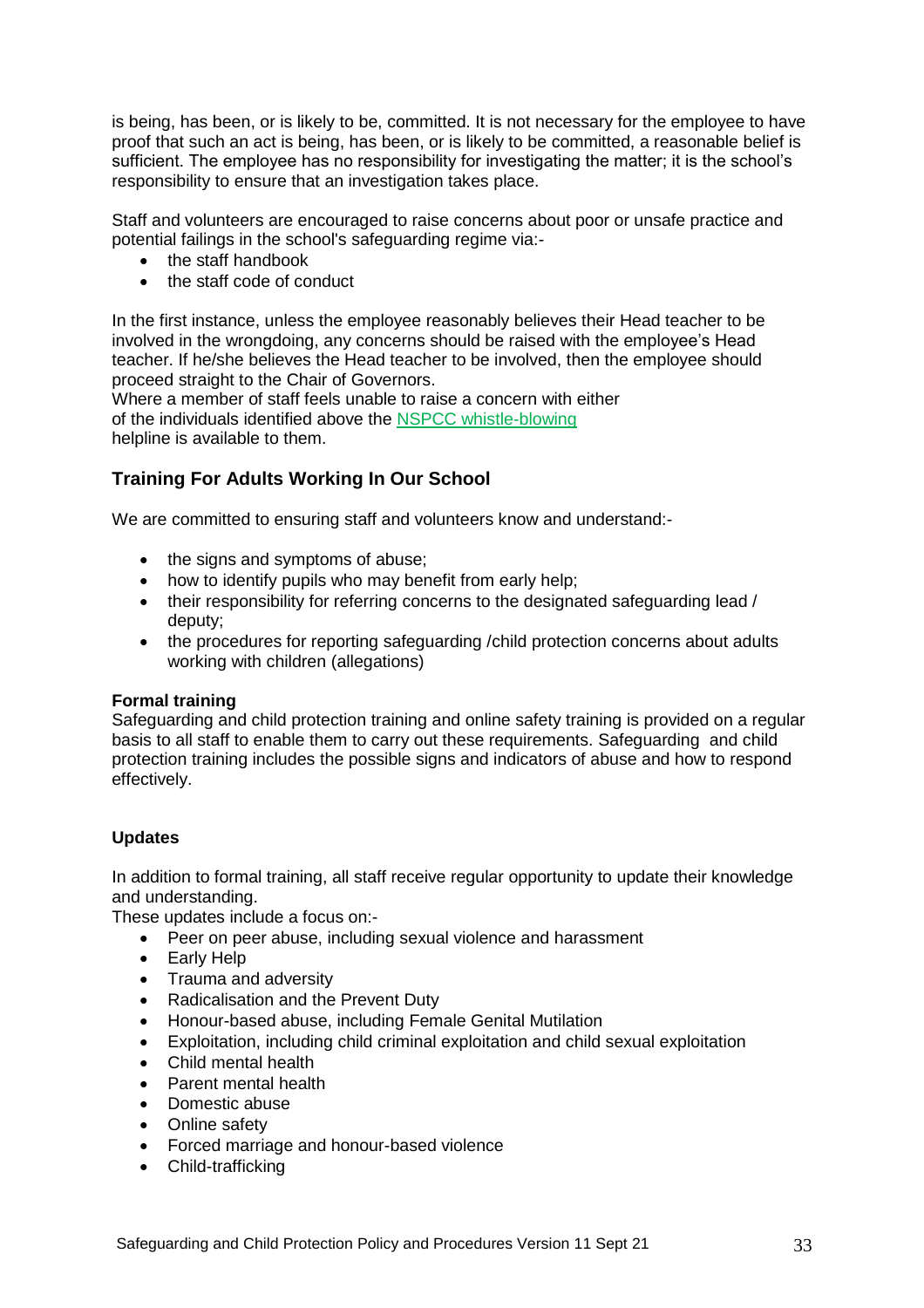is being, has been, or is likely to be, committed. It is not necessary for the employee to have proof that such an act is being, has been, or is likely to be committed, a reasonable belief is sufficient. The employee has no responsibility for investigating the matter; it is the school's responsibility to ensure that an investigation takes place.

Staff and volunteers are encouraged to raise concerns about poor or unsafe practice and potential failings in the school's safeguarding regime via:-

- the staff handbook
- the staff code of conduct

In the first instance, unless the employee reasonably believes their Head teacher to be involved in the wrongdoing, any concerns should be raised with the employee's Head teacher. If he/she believes the Head teacher to be involved, then the employee should proceed straight to the Chair of Governors.
Where a member of staff feels unable to raise a concern with either of the individuals identified above the NSPCC whistle-blowing helpline is available to them.

## Training For Adults Working In Our School

We are committed to ensuring staff and volunteers know and understand:-

- the signs and symptoms of abuse;
- how to identify pupils who may benefit from early help;
- their responsibility for referring concerns to the designated safeguarding lead / deputy;
- the procedures for reporting safeguarding /child protection concerns about adults working with children (allegations)

**Formal training**
Safeguarding and child protection training and online safety training is provided on a regular basis to all staff to enable them to carry out these requirements. Safeguarding and child protection training includes the possible signs and indicators of abuse and how to respond effectively.

**Updates**

In addition to formal training, all staff receive regular opportunity to update their knowledge and understanding.
These updates include a focus on:-

- Peer on peer abuse, including sexual violence and harassment
- Early Help
- Trauma and adversity
- Radicalisation and the Prevent Duty
- Honour-based abuse, including Female Genital Mutilation
- Exploitation, including child criminal exploitation and child sexual exploitation
- Child mental health
- Parent mental health
- Domestic abuse
- Online safety
- Forced marriage and honour-based violence
- Child-trafficking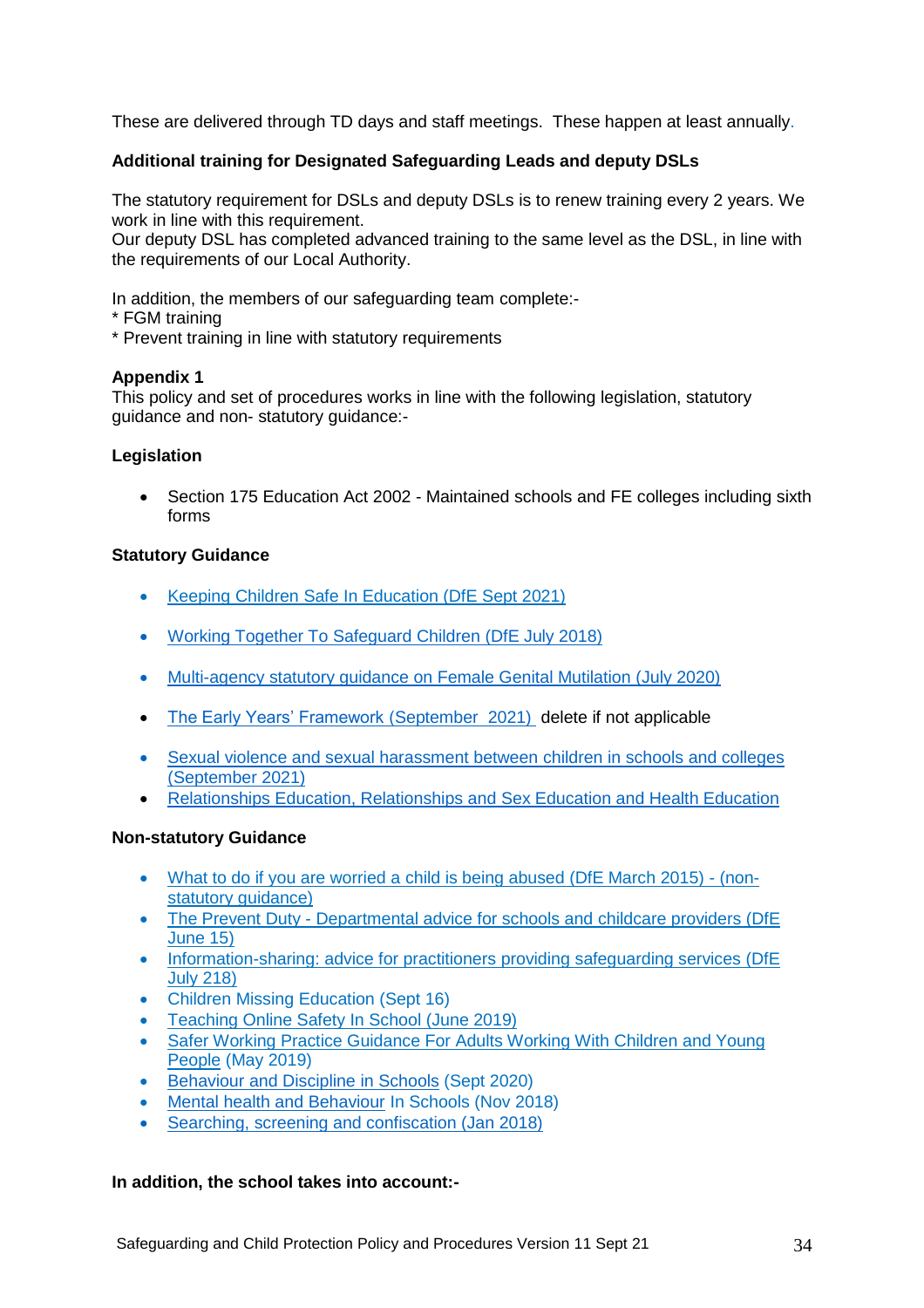These are delivered through TD days and staff meetings. These happen at least annually.

**Additional training for Designated Safeguarding Leads and deputy DSLs**

The statutory requirement for DSLs and deputy DSLs is to renew training every 2 years. We work in line with this requirement.
Our deputy DSL has completed advanced training to the same level as the DSL, in line with the requirements of our Local Authority.

In addition, the members of our safeguarding team complete:-
* FGM training
* Prevent training in line with statutory requirements

**Appendix 1**
This policy and set of procedures works in line with the following legislation, statutory guidance and non- statutory guidance:-

**Legislation**

- Section 175 Education Act 2002 - Maintained schools and FE colleges including sixth forms

**Statutory Guidance**

- Keeping Children Safe In Education (DfE Sept 2021)
- Working Together To Safeguard Children (DfE July 2018)
- Multi-agency statutory guidance on Female Genital Mutilation (July 2020)
- The Early Years' Framework (September 2021) delete if not applicable
- Sexual violence and sexual harassment between children in schools and colleges (September 2021)
- Relationships Education, Relationships and Sex Education and Health Education

**Non-statutory Guidance**

- What to do if you are worried a child is being abused (DfE March 2015) - (non-statutory guidance)
- The Prevent Duty - Departmental advice for schools and childcare providers (DfE June 15)
- Information-sharing: advice for practitioners providing safeguarding services (DfE July 218)
- Children Missing Education (Sept 16)
- Teaching Online Safety In School (June 2019)
- Safer Working Practice Guidance For Adults Working With Children and Young People (May 2019)
- Behaviour and Discipline in Schools (Sept 2020)
- Mental health and Behaviour In Schools (Nov 2018)
- Searching, screening and confiscation (Jan 2018)

**In addition, the school takes into account:-**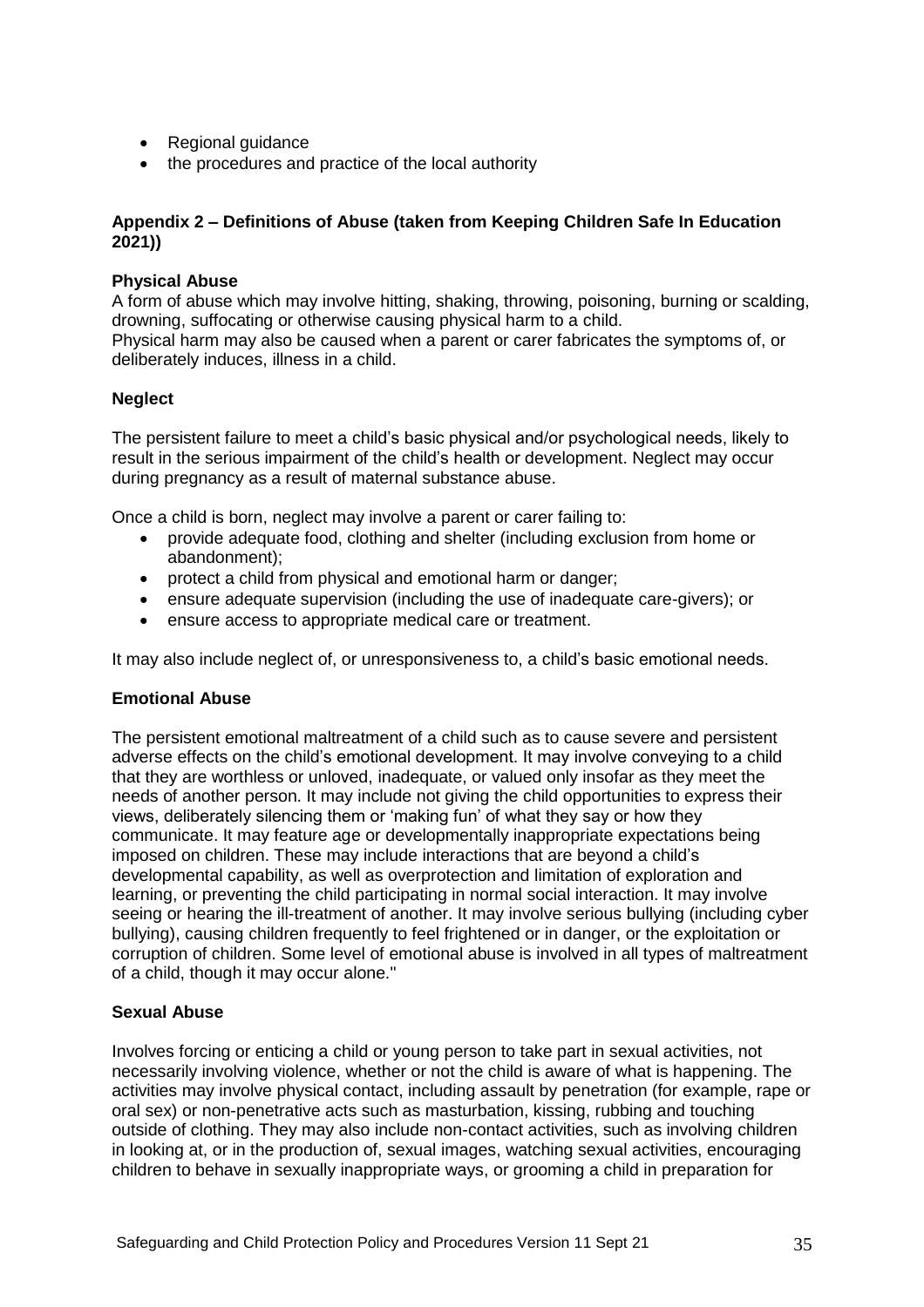- Regional guidance
- the procedures and practice of the local authority

**Appendix 2 – Definitions of Abuse (taken from Keeping Children Safe In Education 2021))**

**Physical Abuse**

A form of abuse which may involve hitting, shaking, throwing, poisoning, burning or scalding, drowning, suffocating or otherwise causing physical harm to a child.
Physical harm may also be caused when a parent or carer fabricates the symptoms of, or deliberately induces, illness in a child.

**Neglect**

The persistent failure to meet a child's basic physical and/or psychological needs, likely to result in the serious impairment of the child's health or development. Neglect may occur during pregnancy as a result of maternal substance abuse.

Once a child is born, neglect may involve a parent or carer failing to:

- provide adequate food, clothing and shelter (including exclusion from home or abandonment);
- protect a child from physical and emotional harm or danger;
- ensure adequate supervision (including the use of inadequate care-givers); or
- ensure access to appropriate medical care or treatment.

It may also include neglect of, or unresponsiveness to, a child's basic emotional needs.

**Emotional Abuse**

The persistent emotional maltreatment of a child such as to cause severe and persistent adverse effects on the child's emotional development. It may involve conveying to a child that they are worthless or unloved, inadequate, or valued only insofar as they meet the needs of another person. It may include not giving the child opportunities to express their views, deliberately silencing them or 'making fun' of what they say or how they communicate. It may feature age or developmentally inappropriate expectations being imposed on children. These may include interactions that are beyond a child's developmental capability, as well as overprotection and limitation of exploration and learning, or preventing the child participating in normal social interaction. It may involve seeing or hearing the ill-treatment of another. It may involve serious bullying (including cyber bullying), causing children frequently to feel frightened or in danger, or the exploitation or corruption of children. Some level of emotional abuse is involved in all types of maltreatment of a child, though it may occur alone."

**Sexual Abuse**

Involves forcing or enticing a child or young person to take part in sexual activities, not necessarily involving violence, whether or not the child is aware of what is happening. The activities may involve physical contact, including assault by penetration (for example, rape or oral sex) or non-penetrative acts such as masturbation, kissing, rubbing and touching outside of clothing. They may also include non-contact activities, such as involving children in looking at, or in the production of, sexual images, watching sexual activities, encouraging children to behave in sexually inappropriate ways, or grooming a child in preparation for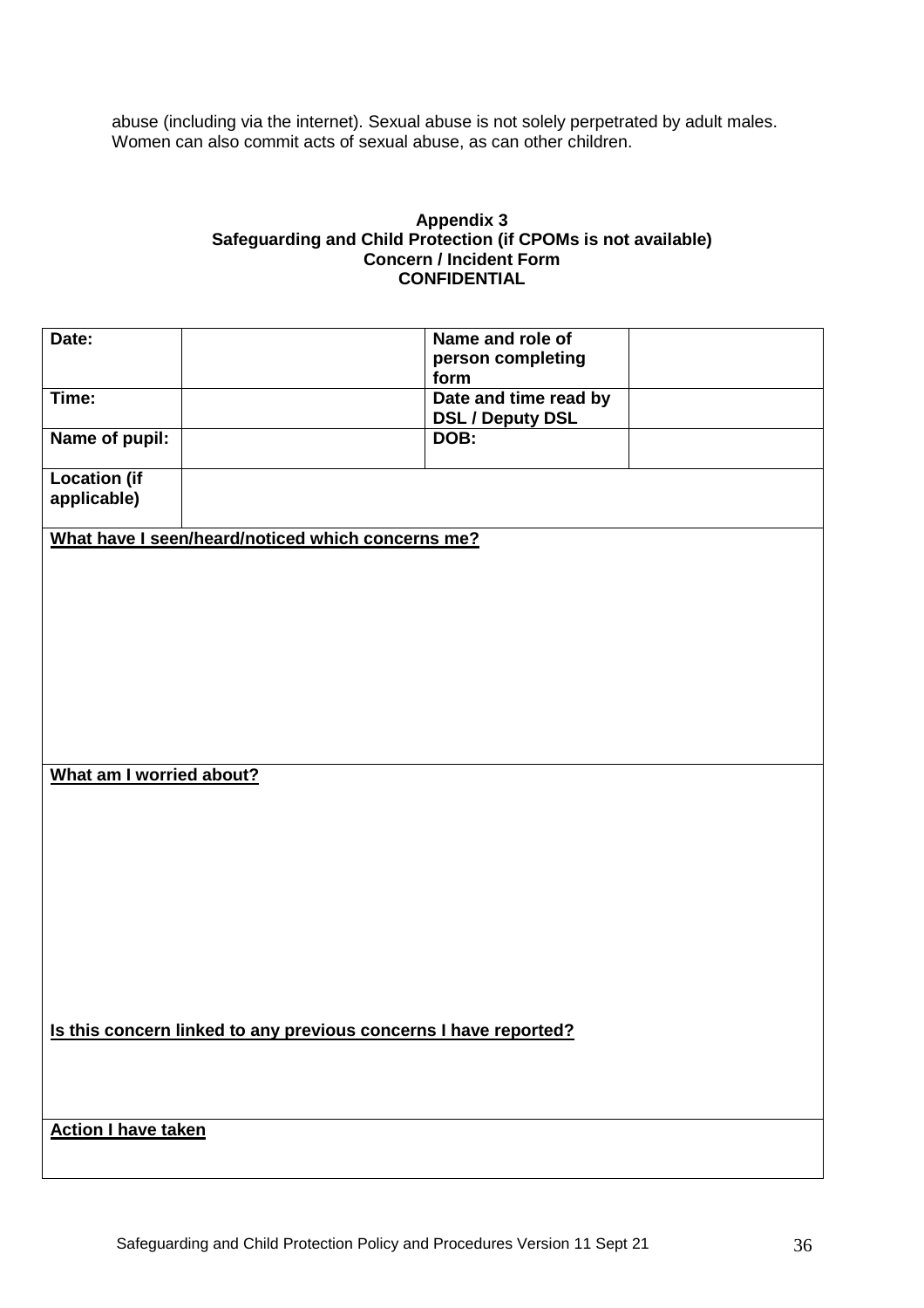abuse (including via the internet). Sexual abuse is not solely perpetrated by adult males. Women can also commit acts of sexual abuse, as can other children.

**Appendix 3**
**Safeguarding and Child Protection (if CPOMs is not available)**
**Concern / Incident Form**
**CONFIDENTIAL**

| **Date:** | | **Name and role of person completing form** | |
|---|---|---|---|
| **Time:** | | **Date and time read by DSL / Deputy DSL** | |
| **Name of pupil:** | | **DOB:** | |
| **Location (if applicable)** | | | |

**What have I seen/heard/noticed which concerns me?**

**What am I worried about?**

**Is this concern linked to any previous concerns I have reported?**

**Action I have taken**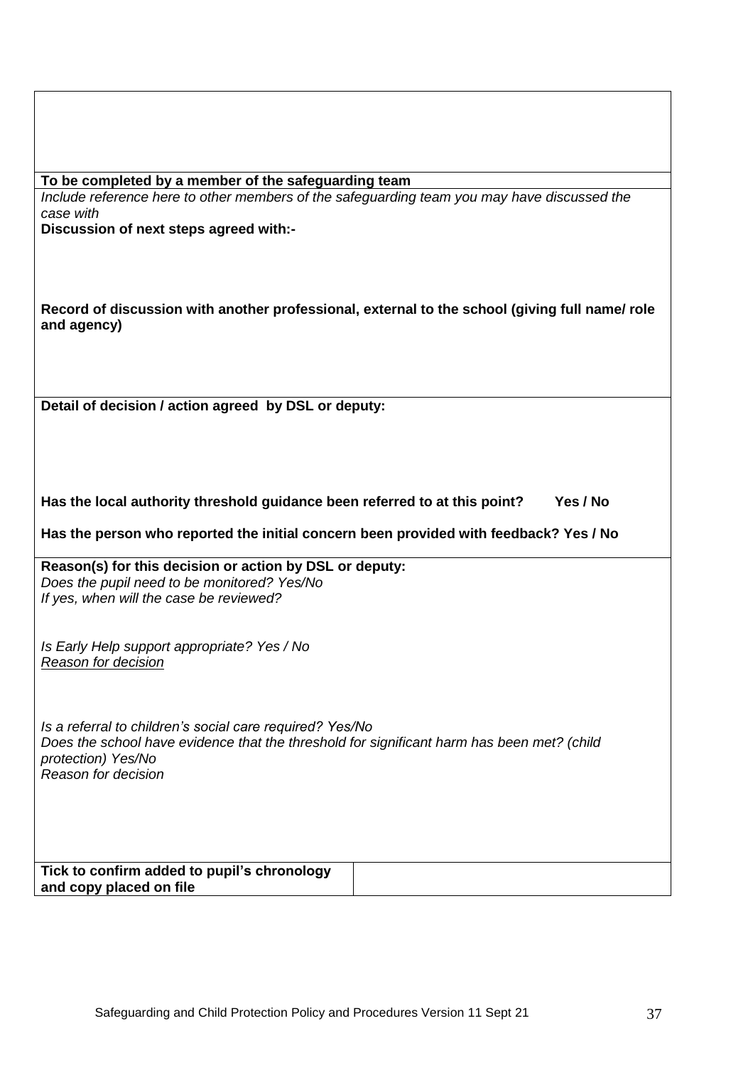**To be completed by a member of the safeguarding team**

*Include reference here to other members of the safeguarding team you may have discussed the case with*

**Discussion of next steps agreed with:-**

**Record of discussion with another professional, external to the school (giving full name/ role and agency)**

**Detail of decision / action agreed by DSL or deputy:**

**Has the local authority threshold guidance been referred to at this point? Yes / No**

**Has the person who reported the initial concern been provided with feedback? Yes / No**

**Reason(s) for this decision or action by DSL or deputy:**

*Does the pupil need to be monitored? Yes/No*

*If yes, when will the case be reviewed?*

*Is Early Help support appropriate? Yes / No*

*Reason for decision*

*Is a referral to children's social care required? Yes/No*

*Does the school have evidence that the threshold for significant harm has been met? (child protection) Yes/No*

*Reason for decision*

| **Tick to confirm added to pupil's chronology and copy placed on file** | |
|---|---|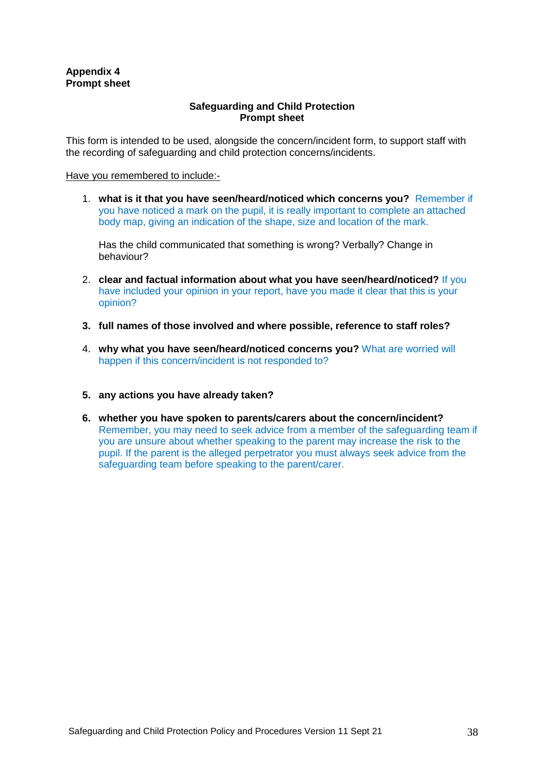**Appendix 4**
**Prompt sheet**

## Safeguarding and Child Protection Prompt sheet

This form is intended to be used, alongside the concern/incident form, to support staff with the recording of safeguarding and child protection concerns/incidents.

Have you remembered to include:-

1. **what is it that you have seen/heard/noticed which concerns you?** Remember if you have noticed a mark on the pupil, it is really important to complete an attached body map, giving an indication of the shape, size and location of the mark.

   Has the child communicated that something is wrong? Verbally? Change in behaviour?

2. **clear and factual information about what you have seen/heard/noticed?** If you have included your opinion in your report, have you made it clear that this is your opinion?

3. **full names of those involved and where possible, reference to staff roles?**

4. **why what you have seen/heard/noticed concerns you?** What are worried will happen if this concern/incident is not responded to?

5. **any actions you have already taken?**

6. **whether you have spoken to parents/carers about the concern/incident?** Remember, you may need to seek advice from a member of the safeguarding team if you are unsure about whether speaking to the parent may increase the risk to the pupil. If the parent is the alleged perpetrator you must always seek advice from the safeguarding team before speaking to the parent/carer.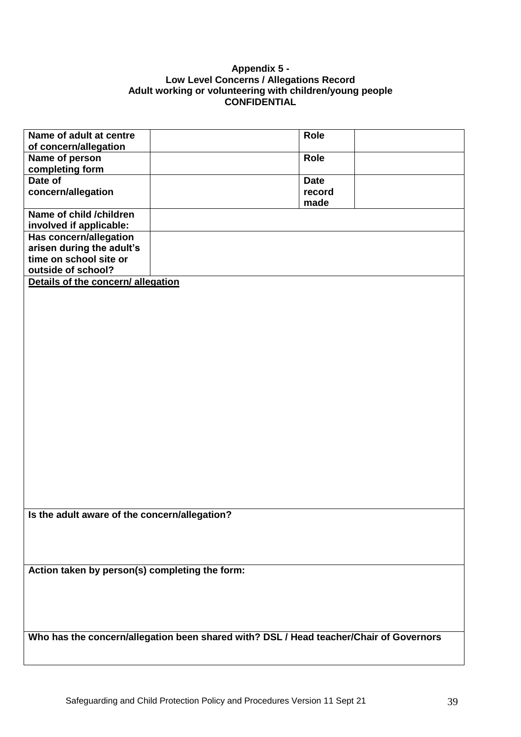**Appendix 5 -**
**Low Level Concerns / Allegations Record**
**Adult working or volunteering with children/young people**
**CONFIDENTIAL**

| **Name of adult at centre of concern/allegation** | | **Role** | |
|---|---|---|---|
| **Name of person completing form** | | **Role** | |
| **Date of concern/allegation** | | **Date record made** | |
| **Name of child /children involved if applicable:** | | | |
| **Has concern/allegation arisen during the adult's time on school site or outside of school?** | | | |
| **Details of the concern/ allegation** | | | |
| **Is the adult aware of the concern/allegation?** | | | |
| **Action taken by person(s) completing the form:** | | | |
| **Who has the concern/allegation been shared with? DSL / Head teacher/Chair of Governors** | | | |

Safeguarding and Child Protection Policy and Procedures Version 11 Sept 21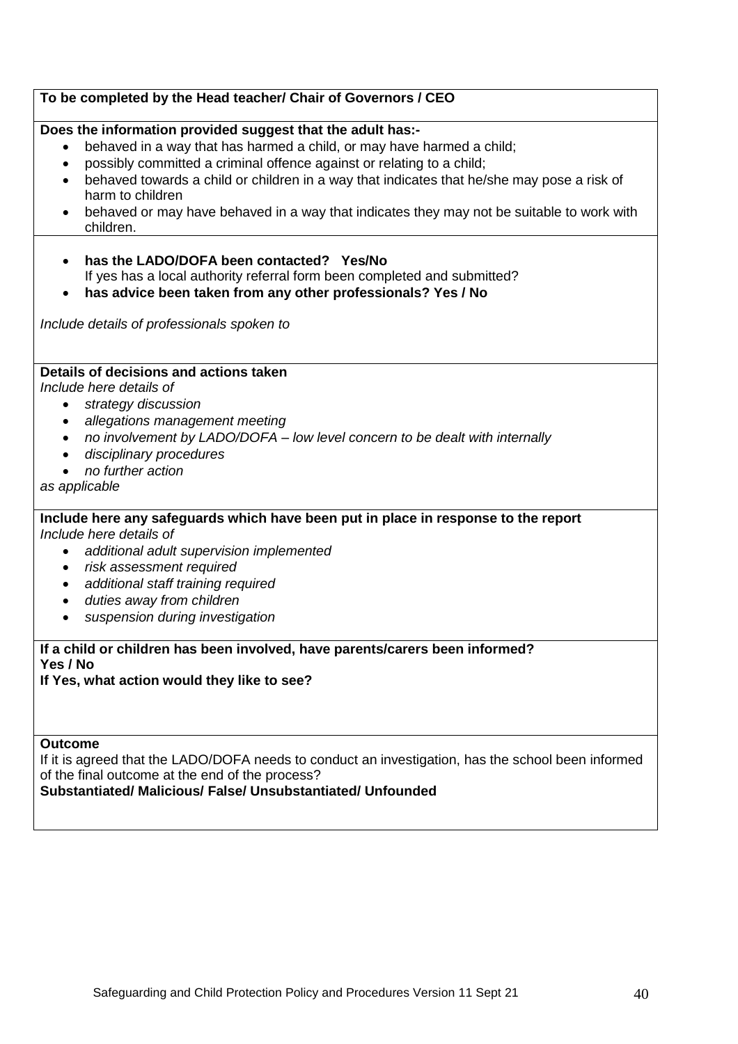**To be completed by the Head teacher/ Chair of Governors / CEO**

**Does the information provided suggest that the adult has:-**

- behaved in a way that has harmed a child, or may have harmed a child;
- possibly committed a criminal offence against or relating to a child;
- behaved towards a child or children in a way that indicates that he/she may pose a risk of harm to children
- behaved or may have behaved in a way that indicates they may not be suitable to work with children.

- **has the LADO/DOFA been contacted? Yes/No**
  If yes has a local authority referral form been completed and submitted?
- **has advice been taken from any other professionals? Yes / No**

*Include details of professionals spoken to*

**Details of decisions and actions taken**

*Include here details of*

- *strategy discussion*
- *allegations management meeting*
- *no involvement by LADO/DOFA – low level concern to be dealt with internally*
- *disciplinary procedures*
- *no further action*

*as applicable*

**Include here any safeguards which have been put in place in response to the report**

*Include here details of*

- *additional adult supervision implemented*
- *risk assessment required*
- *additional staff training required*
- *duties away from children*
- *suspension during investigation*

**If a child or children has been involved, have parents/carers been informed?**
**Yes / No**
**If Yes, what action would they like to see?**

**Outcome**

If it is agreed that the LADO/DOFA needs to conduct an investigation, has the school been informed of the final outcome at the end of the process?
**Substantiated/ Malicious/ False/ Unsubstantiated/ Unfounded**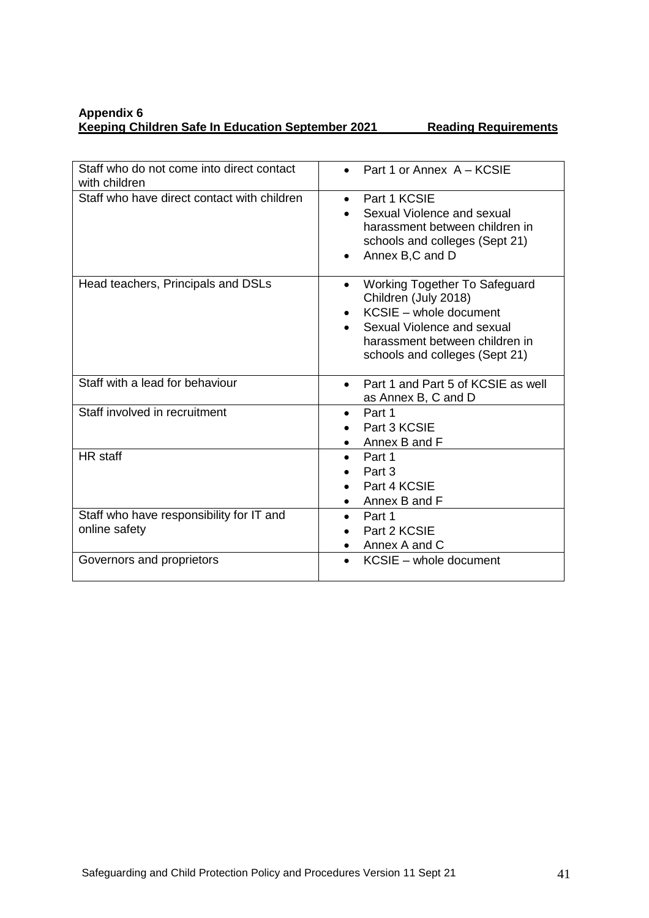**Appendix 6**

**Keeping Children Safe In Education September 2021 — Reading Requirements**

| | |
|---|---|
| Staff who do not come into direct contact with children | • Part 1 or Annex A – KCSIE |
| Staff who have direct contact with children | • Part 1 KCSIE<br>• Sexual Violence and sexual harassment between children in schools and colleges (Sept 21)<br>• Annex B,C and D |
| Head teachers, Principals and DSLs | • Working Together To Safeguard Children (July 2018)<br>• KCSIE – whole document<br>• Sexual Violence and sexual harassment between children in schools and colleges (Sept 21) |
| Staff with a lead for behaviour | • Part 1 and Part 5 of KCSIE as well as Annex B, C and D |
| Staff involved in recruitment | • Part 1<br>• Part 3 KCSIE<br>• Annex B and F |
| HR staff | • Part 1<br>• Part 3<br>• Part 4 KCSIE<br>• Annex B and F |
| Staff who have responsibility for IT and online safety | • Part 1<br>• Part 2 KCSIE<br>• Annex A and C |
| Governors and proprietors | • KCSIE – whole document |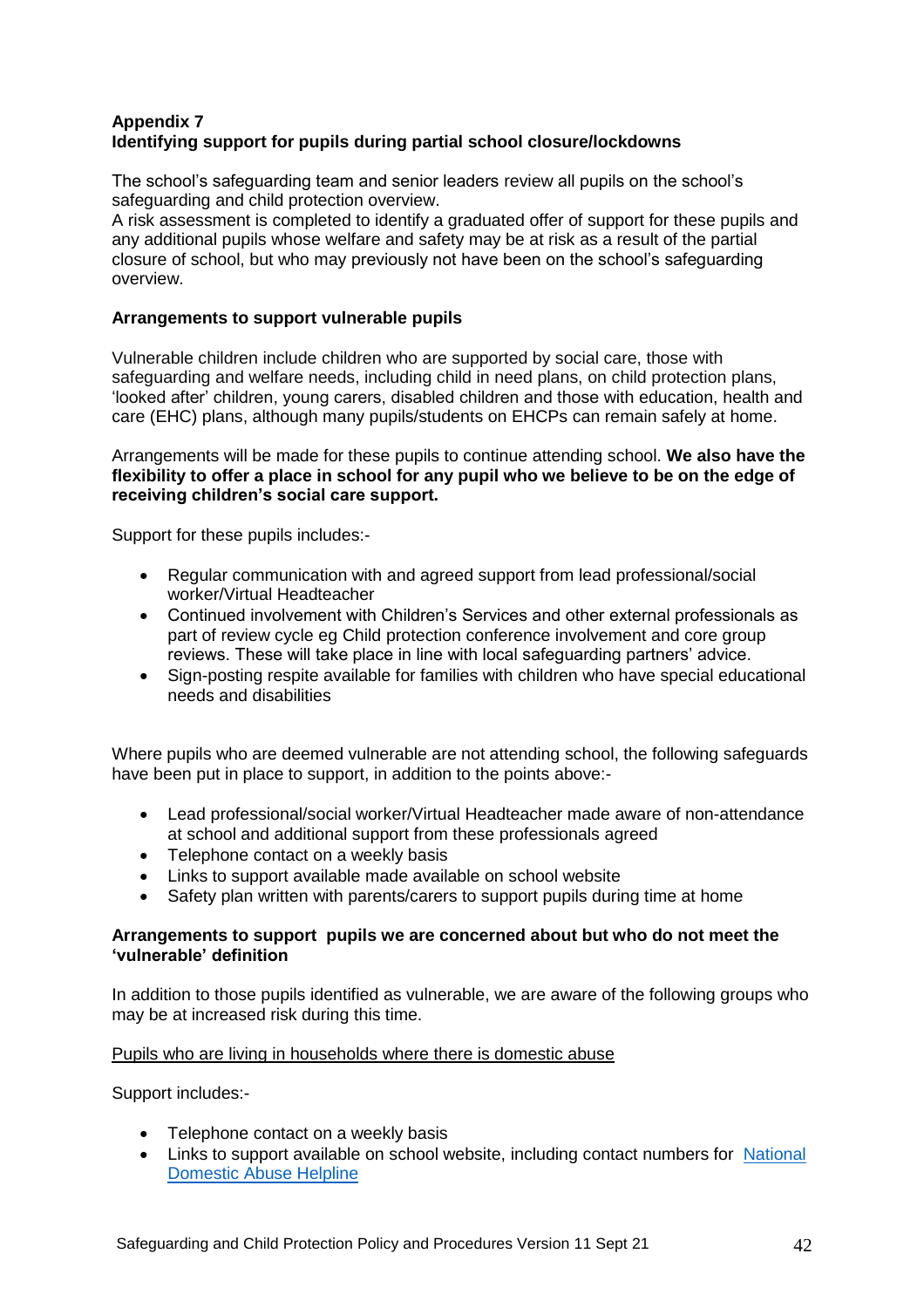**Appendix 7**
**Identifying support for pupils during partial school closure/lockdowns**

The school's safeguarding team and senior leaders review all pupils on the school's safeguarding and child protection overview.
A risk assessment is completed to identify a graduated offer of support for these pupils and any additional pupils whose welfare and safety may be at risk as a result of the partial closure of school, but who may previously not have been on the school's safeguarding overview.

**Arrangements to support vulnerable pupils**

Vulnerable children include children who are supported by social care, those with safeguarding and welfare needs, including child in need plans, on child protection plans, 'looked after' children, young carers, disabled children and those with education, health and care (EHC) plans, although many pupils/students on EHCPs can remain safely at home.

Arrangements will be made for these pupils to continue attending school. **We also have the flexibility to offer a place in school for any pupil who we believe to be on the edge of receiving children's social care support.**

Support for these pupils includes:-

- Regular communication with and agreed support from lead professional/social worker/Virtual Headteacher
- Continued involvement with Children's Services and other external professionals as part of review cycle eg Child protection conference involvement and core group reviews. These will take place in line with local safeguarding partners' advice.
- Sign-posting respite available for families with children who have special educational needs and disabilities

Where pupils who are deemed vulnerable are not attending school, the following safeguards have been put in place to support, in addition to the points above:-

- Lead professional/social worker/Virtual Headteacher made aware of non-attendance at school and additional support from these professionals agreed
- Telephone contact on a weekly basis
- Links to support available made available on school website
- Safety plan written with parents/carers to support pupils during time at home

**Arrangements to support pupils we are concerned about but who do not meet the 'vulnerable' definition**

In addition to those pupils identified as vulnerable, we are aware of the following groups who may be at increased risk during this time.

Pupils who are living in households where there is domestic abuse

Support includes:-

- Telephone contact on a weekly basis
- Links to support available on school website, including contact numbers for National Domestic Abuse Helpline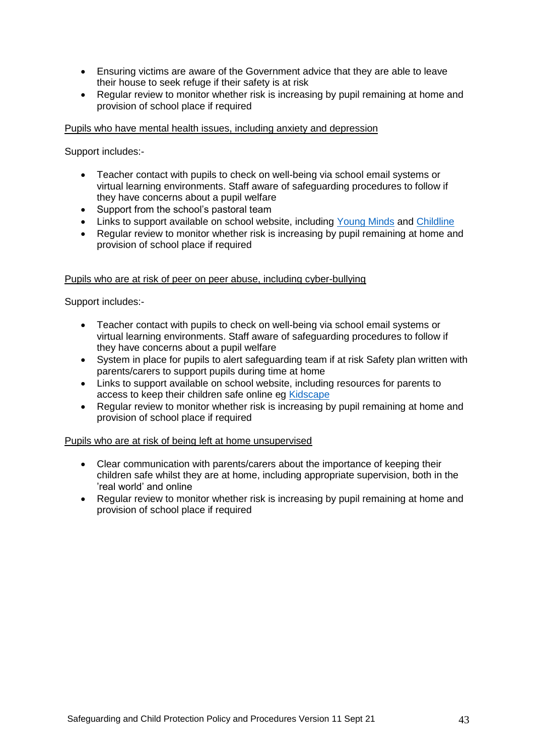- Ensuring victims are aware of the Government advice that they are able to leave their house to seek refuge if their safety is at risk
- Regular review to monitor whether risk is increasing by pupil remaining at home and provision of school place if required

Pupils who have mental health issues, including anxiety and depression

Support includes:-

- Teacher contact with pupils to check on well-being via school email systems or virtual learning environments. Staff aware of safeguarding procedures to follow if they have concerns about a pupil welfare
- Support from the school's pastoral team
- Links to support available on school website, including Young Minds and Childline
- Regular review to monitor whether risk is increasing by pupil remaining at home and provision of school place if required

Pupils who are at risk of peer on peer abuse, including cyber-bullying

Support includes:-

- Teacher contact with pupils to check on well-being via school email systems or virtual learning environments. Staff aware of safeguarding procedures to follow if they have concerns about a pupil welfare
- System in place for pupils to alert safeguarding team if at risk Safety plan written with parents/carers to support pupils during time at home
- Links to support available on school website, including resources for parents to access to keep their children safe online eg Kidscape
- Regular review to monitor whether risk is increasing by pupil remaining at home and provision of school place if required

Pupils who are at risk of being left at home unsupervised

- Clear communication with parents/carers about the importance of keeping their children safe whilst they are at home, including appropriate supervision, both in the 'real world' and online
- Regular review to monitor whether risk is increasing by pupil remaining at home and provision of school place if required